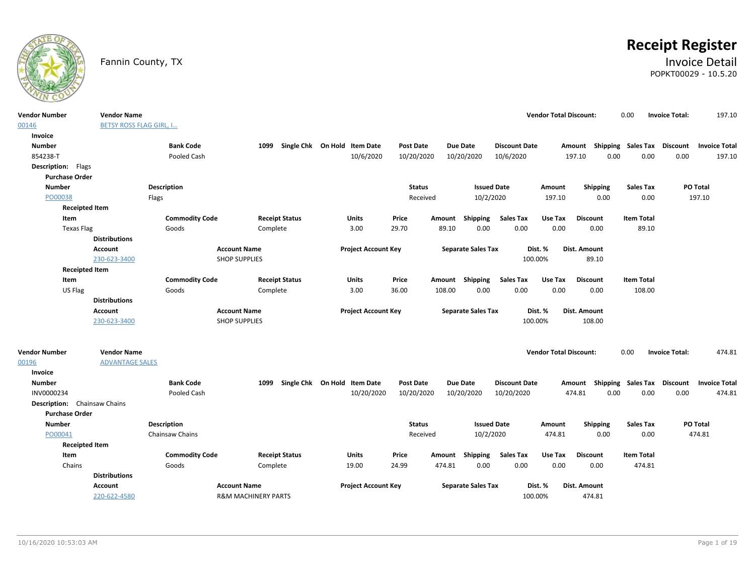# Receipt Register

Fannin County, TX

## Invoice Detail

POPKT00029 - 10.5.20

| Vendor Number | Vendor Name | Vendor Total Discount: | Invoice Total: |
|---|---|---|---|
| 00146 | BETSY ROSS FLAG GIRL, I... | 0.00 | 197.10 |

**Invoice**

| Number | Bank Code | 1099 | Single Chk | On Hold | Item Date | Post Date | Due Date | Discount Date | Amount | Shipping | Sales Tax | Discount | Invoice Total |
|---|---|---|---|---|---|---|---|---|---|---|---|---|---|
| 854238-T | Pooled Cash | | | | 10/6/2020 | 10/20/2020 | 10/20/2020 | 10/6/2020 | 197.10 | 0.00 | 0.00 | 0.00 | 197.10 |

**Description:** Flags

**Purchase Order**

| Number | Description | Status | Issued Date | Amount | Shipping | Sales Tax | PO Total |
|---|---|---|---|---|---|---|---|
| PO00038 | Flags | Received | 10/2/2020 | 197.10 | 0.00 | 0.00 | 197.10 |

**Receipted Item**

| Item | Commodity Code | Receipt Status | Units | Price | Amount | Shipping | Sales Tax | Use Tax | Discount | Item Total |
|---|---|---|---|---|---|---|---|---|---|---|
| Texas Flag | Goods | Complete | 3.00 | 29.70 | 89.10 | 0.00 | 0.00 | 0.00 | 0.00 | 89.10 |

**Distributions**

| Account | Account Name | Project Account Key | Separate Sales Tax | Dist. % | Dist. Amount |
|---|---|---|---|---|---|
| 230-623-3400 | SHOP SUPPLIES | | | 100.00% | 89.10 |

**Receipted Item**

| Item | Commodity Code | Receipt Status | Units | Price | Amount | Shipping | Sales Tax | Use Tax | Discount | Item Total |
|---|---|---|---|---|---|---|---|---|---|---|
| US Flag | Goods | Complete | 3.00 | 36.00 | 108.00 | 0.00 | 0.00 | 0.00 | 0.00 | 108.00 |

**Distributions**

| Account | Account Name | Project Account Key | Separate Sales Tax | Dist. % | Dist. Amount |
|---|---|---|---|---|---|
| 230-623-3400 | SHOP SUPPLIES | | | 100.00% | 108.00 |

| Vendor Number | Vendor Name | Vendor Total Discount: | Invoice Total: |
|---|---|---|---|
| 00196 | ADVANTAGE SALES | 0.00 | 474.81 |

**Invoice**

| Number | Bank Code | 1099 | Single Chk | On Hold | Item Date | Post Date | Due Date | Discount Date | Amount | Shipping | Sales Tax | Discount | Invoice Total |
|---|---|---|---|---|---|---|---|---|---|---|---|---|---|
| INV0000234 | Pooled Cash | | | | 10/20/2020 | 10/20/2020 | 10/20/2020 | 10/20/2020 | 474.81 | 0.00 | 0.00 | 0.00 | 474.81 |

**Description:** Chainsaw Chains

**Purchase Order**

| Number | Description | Status | Issued Date | Amount | Shipping | Sales Tax | PO Total |
|---|---|---|---|---|---|---|---|
| PO00041 | Chainsaw Chains | Received | 10/2/2020 | 474.81 | 0.00 | 0.00 | 474.81 |

**Receipted Item**

| Item | Commodity Code | Receipt Status | Units | Price | Amount | Shipping | Sales Tax | Use Tax | Discount | Item Total |
|---|---|---|---|---|---|---|---|---|---|---|
| Chains | Goods | Complete | 19.00 | 24.99 | 474.81 | 0.00 | 0.00 | 0.00 | 0.00 | 474.81 |

**Distributions**

| Account | Account Name | Project Account Key | Separate Sales Tax | Dist. % | Dist. Amount |
|---|---|---|---|---|---|
| 220-622-4580 | R&M MACHINERY PARTS | | | 100.00% | 474.81 |

10/16/2020 10:53:03 AM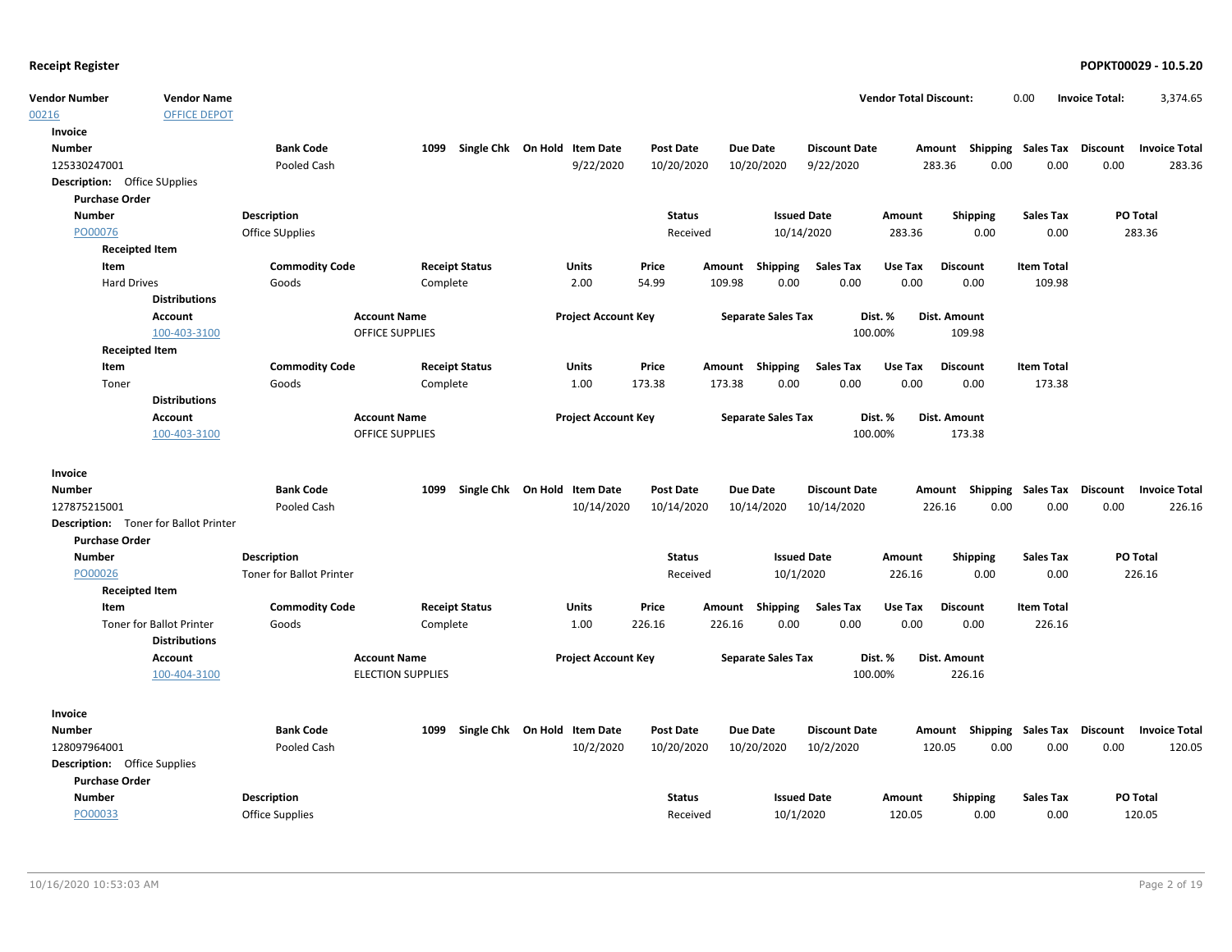# Receipt Register

**POPKT00029 - 10.5.20**

| Vendor Number | Vendor Name | Vendor Total Discount: | 0.00 | Invoice Total: | 3,374.65 |
|---|---|---|---|---|---|
| 00216 | OFFICE DEPOT | | | | |

**Invoice**

| Number | Bank Code | 1099 | Single Chk | On Hold | Item Date | Post Date | Due Date | Discount Date | Amount | Shipping | Sales Tax | Discount | Invoice Total |
|---|---|---|---|---|---|---|---|---|---|---|---|---|---|
| 125330247001 | Pooled Cash | | | | 9/22/2020 | 10/20/2020 | 10/20/2020 | 9/22/2020 | 283.36 | 0.00 | 0.00 | 0.00 | 283.36 |

**Description:** Office SUpplies

**Purchase Order**

| Number | Description | Status | Issued Date | Amount | Shipping | Sales Tax | PO Total |
|---|---|---|---|---|---|---|---|
| PO00076 | Office SUpplies | Received | 10/14/2020 | 283.36 | 0.00 | 0.00 | 283.36 |

**Receipted Item**

| Item | Commodity Code | Receipt Status | Units | Price | Amount | Shipping | Sales Tax | Use Tax | Discount | Item Total |
|---|---|---|---|---|---|---|---|---|---|---|
| Hard Drives | Goods | Complete | 2.00 | 54.99 | 109.98 | 0.00 | 0.00 | 0.00 | 0.00 | 109.98 |

**Distributions**

| Account | Account Name | Project Account Key | Separate Sales Tax | Dist. % | Dist. Amount |
|---|---|---|---|---|---|
| 100-403-3100 | OFFICE SUPPLIES | | | 100.00% | 109.98 |

**Receipted Item**

| Item | Commodity Code | Receipt Status | Units | Price | Amount | Shipping | Sales Tax | Use Tax | Discount | Item Total |
|---|---|---|---|---|---|---|---|---|---|---|
| Toner | Goods | Complete | 1.00 | 173.38 | 173.38 | 0.00 | 0.00 | 0.00 | 0.00 | 173.38 |

**Distributions**

| Account | Account Name | Project Account Key | Separate Sales Tax | Dist. % | Dist. Amount |
|---|---|---|---|---|---|
| 100-403-3100 | OFFICE SUPPLIES | | | 100.00% | 173.38 |

**Invoice**

| Number | Bank Code | 1099 | Single Chk | On Hold | Item Date | Post Date | Due Date | Discount Date | Amount | Shipping | Sales Tax | Discount | Invoice Total |
|---|---|---|---|---|---|---|---|---|---|---|---|---|---|
| 127875215001 | Pooled Cash | | | | 10/14/2020 | 10/14/2020 | 10/14/2020 | 10/14/2020 | 226.16 | 0.00 | 0.00 | 0.00 | 226.16 |

**Description:** Toner for Ballot Printer

**Purchase Order**

| Number | Description | Status | Issued Date | Amount | Shipping | Sales Tax | PO Total |
|---|---|---|---|---|---|---|---|
| PO00026 | Toner for Ballot Printer | Received | 10/1/2020 | 226.16 | 0.00 | 0.00 | 226.16 |

**Receipted Item**

| Item | Commodity Code | Receipt Status | Units | Price | Amount | Shipping | Sales Tax | Use Tax | Discount | Item Total |
|---|---|---|---|---|---|---|---|---|---|---|
| Toner for Ballot Printer | Goods | Complete | 1.00 | 226.16 | 226.16 | 0.00 | 0.00 | 0.00 | 0.00 | 226.16 |

**Distributions**

| Account | Account Name | Project Account Key | Separate Sales Tax | Dist. % | Dist. Amount |
|---|---|---|---|---|---|
| 100-404-3100 | ELECTION SUPPLIES | | | 100.00% | 226.16 |

**Invoice**

| Number | Bank Code | 1099 | Single Chk | On Hold | Item Date | Post Date | Due Date | Discount Date | Amount | Shipping | Sales Tax | Discount | Invoice Total |
|---|---|---|---|---|---|---|---|---|---|---|---|---|---|
| 128097964001 | Pooled Cash | | | | 10/2/2020 | 10/20/2020 | 10/20/2020 | 10/2/2020 | 120.05 | 0.00 | 0.00 | 0.00 | 120.05 |

**Description:** Office Supplies

**Purchase Order**

| Number | Description | Status | Issued Date | Amount | Shipping | Sales Tax | PO Total |
|---|---|---|---|---|---|---|---|
| PO00033 | Office Supplies | Received | 10/1/2020 | 120.05 | 0.00 | 0.00 | 120.05 |

10/16/2020 10:53:03 AM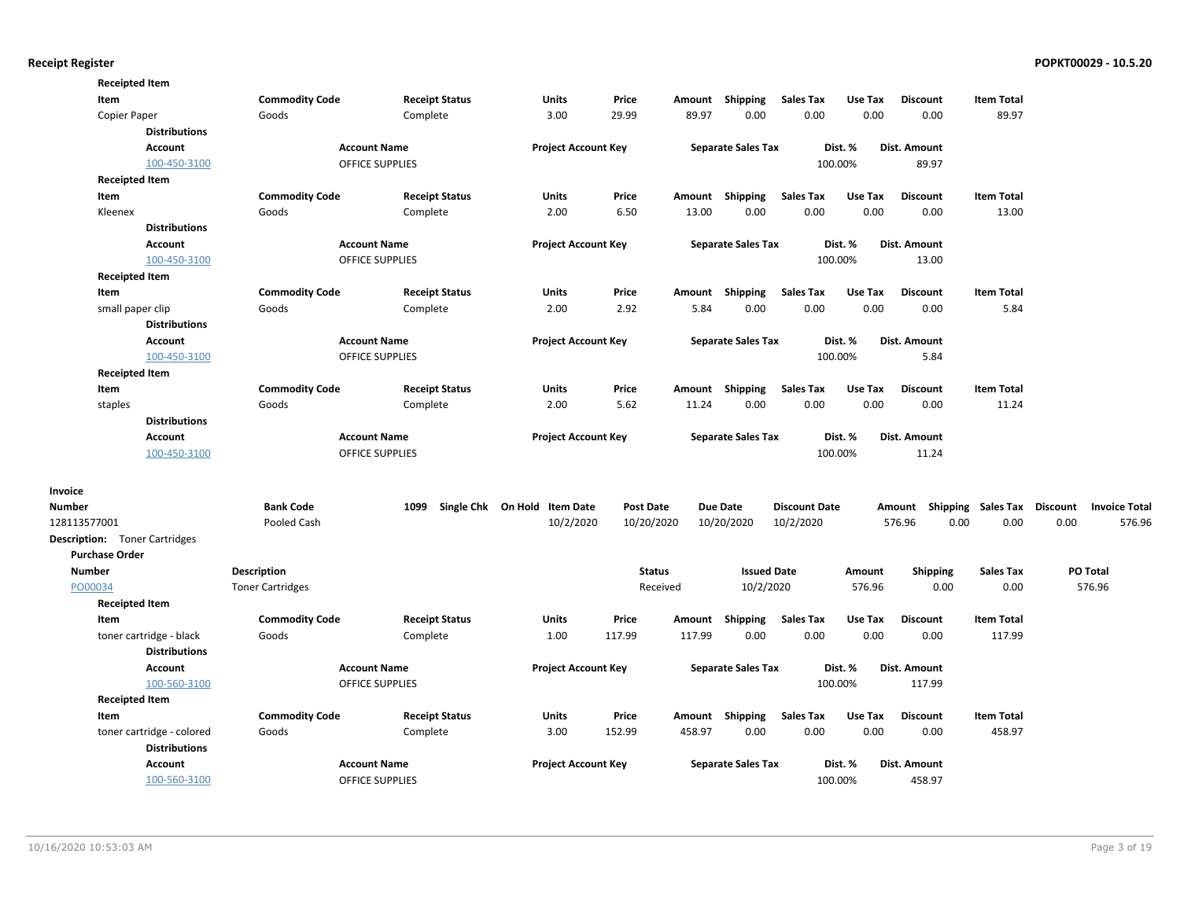**Receipted Item**

| Item | Commodity Code | Receipt Status | Units | Price | Amount | Shipping | Sales Tax | Use Tax | Discount | Item Total |
|---|---|---|---|---|---|---|---|---|---|---|
| Copier Paper | Goods | Complete | 3.00 | 29.99 | 89.97 | 0.00 | 0.00 | 0.00 | 0.00 | 89.97 |

**Distributions**

| Account | Account Name | Project Account Key | Separate Sales Tax | Dist. % | Dist. Amount |
|---|---|---|---|---|---|
| 100-450-3100 | OFFICE SUPPLIES | | | 100.00% | 89.97 |

**Receipted Item**

| Item | Commodity Code | Receipt Status | Units | Price | Amount | Shipping | Sales Tax | Use Tax | Discount | Item Total |
|---|---|---|---|---|---|---|---|---|---|---|
| Kleenex | Goods | Complete | 2.00 | 6.50 | 13.00 | 0.00 | 0.00 | 0.00 | 0.00 | 13.00 |

**Distributions**

| Account | Account Name | Project Account Key | Separate Sales Tax | Dist. % | Dist. Amount |
|---|---|---|---|---|---|
| 100-450-3100 | OFFICE SUPPLIES | | | 100.00% | 13.00 |

**Receipted Item**

| Item | Commodity Code | Receipt Status | Units | Price | Amount | Shipping | Sales Tax | Use Tax | Discount | Item Total |
|---|---|---|---|---|---|---|---|---|---|---|
| small paper clip | Goods | Complete | 2.00 | 2.92 | 5.84 | 0.00 | 0.00 | 0.00 | 0.00 | 5.84 |

**Distributions**

| Account | Account Name | Project Account Key | Separate Sales Tax | Dist. % | Dist. Amount |
|---|---|---|---|---|---|
| 100-450-3100 | OFFICE SUPPLIES | | | 100.00% | 5.84 |

**Receipted Item**

| Item | Commodity Code | Receipt Status | Units | Price | Amount | Shipping | Sales Tax | Use Tax | Discount | Item Total |
|---|---|---|---|---|---|---|---|---|---|---|
| staples | Goods | Complete | 2.00 | 5.62 | 11.24 | 0.00 | 0.00 | 0.00 | 0.00 | 11.24 |

**Distributions**

| Account | Account Name | Project Account Key | Separate Sales Tax | Dist. % | Dist. Amount |
|---|---|---|---|---|---|
| 100-450-3100 | OFFICE SUPPLIES | | | 100.00% | 11.24 |

**Invoice**

| Number | Bank Code | 1099 | Single Chk | On Hold | Item Date | Post Date | Due Date | Discount Date | Amount | Shipping | Sales Tax | Discount | Invoice Total |
|---|---|---|---|---|---|---|---|---|---|---|---|---|---|
| 128113577001 | Pooled Cash | | | | 10/2/2020 | 10/20/2020 | 10/20/2020 | 10/2/2020 | 576.96 | 0.00 | 0.00 | 0.00 | 576.96 |

**Description:** Toner Cartridges

**Purchase Order**

| Number | Description | Status | Issued Date | Amount | Shipping | Sales Tax | PO Total |
|---|---|---|---|---|---|---|---|
| PO00034 | Toner Cartridges | Received | 10/2/2020 | 576.96 | 0.00 | 0.00 | 576.96 |

**Receipted Item**

| Item | Commodity Code | Receipt Status | Units | Price | Amount | Shipping | Sales Tax | Use Tax | Discount | Item Total |
|---|---|---|---|---|---|---|---|---|---|---|
| toner cartridge - black | Goods | Complete | 1.00 | 117.99 | 117.99 | 0.00 | 0.00 | 0.00 | 0.00 | 117.99 |

**Distributions**

| Account | Account Name | Project Account Key | Separate Sales Tax | Dist. % | Dist. Amount |
|---|---|---|---|---|---|
| 100-560-3100 | OFFICE SUPPLIES | | | 100.00% | 117.99 |

**Receipted Item**

| Item | Commodity Code | Receipt Status | Units | Price | Amount | Shipping | Sales Tax | Use Tax | Discount | Item Total |
|---|---|---|---|---|---|---|---|---|---|---|
| toner cartridge - colored | Goods | Complete | 3.00 | 152.99 | 458.97 | 0.00 | 0.00 | 0.00 | 0.00 | 458.97 |

**Distributions**

| Account | Account Name | Project Account Key | Separate Sales Tax | Dist. % | Dist. Amount |
|---|---|---|---|---|---|
| 100-560-3100 | OFFICE SUPPLIES | | | 100.00% | 458.97 |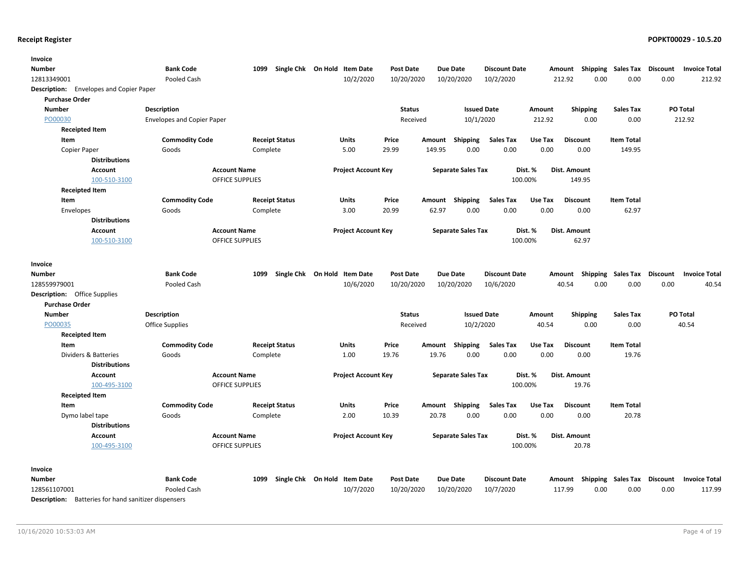**Receipt Register** — **POPKT00029 - 10.5.20**

**Invoice**

| Number | Bank Code | 1099 | Single Chk | On Hold | Item Date | Post Date | Due Date | Discount Date | Amount | Shipping | Sales Tax | Discount | Invoice Total |
|---|---|---|---|---|---|---|---|---|---|---|---|---|---|
| 12813349001 | Pooled Cash | | | | 10/2/2020 | 10/20/2020 | 10/20/2020 | 10/2/2020 | 212.92 | 0.00 | 0.00 | 0.00 | 212.92 |

**Description:** Envelopes and Copier Paper

**Purchase Order**

| Number | Description | Status | Issued Date | Amount | Shipping | Sales Tax | PO Total |
|---|---|---|---|---|---|---|---|
| PO00030 | Envelopes and Copier Paper | Received | 10/1/2020 | 212.92 | 0.00 | 0.00 | 212.92 |

**Receipted Item**

| Item | Commodity Code | Receipt Status | Units | Price | Amount | Shipping | Sales Tax | Use Tax | Discount | Item Total |
|---|---|---|---|---|---|---|---|---|---|---|
| Copier Paper | Goods | Complete | 5.00 | 29.99 | 149.95 | 0.00 | 0.00 | 0.00 | 0.00 | 149.95 |

**Distributions**

| Account | Account Name | Project Account Key | Separate Sales Tax | Dist. % | Dist. Amount |
|---|---|---|---|---|---|
| 100-510-3100 | OFFICE SUPPLIES | | | 100.00% | 149.95 |

**Receipted Item**

| Item | Commodity Code | Receipt Status | Units | Price | Amount | Shipping | Sales Tax | Use Tax | Discount | Item Total |
|---|---|---|---|---|---|---|---|---|---|---|
| Envelopes | Goods | Complete | 3.00 | 20.99 | 62.97 | 0.00 | 0.00 | 0.00 | 0.00 | 62.97 |

**Distributions**

| Account | Account Name | Project Account Key | Separate Sales Tax | Dist. % | Dist. Amount |
|---|---|---|---|---|---|
| 100-510-3100 | OFFICE SUPPLIES | | | 100.00% | 62.97 |

**Invoice**

| Number | Bank Code | 1099 | Single Chk | On Hold | Item Date | Post Date | Due Date | Discount Date | Amount | Shipping | Sales Tax | Discount | Invoice Total |
|---|---|---|---|---|---|---|---|---|---|---|---|---|---|
| 128559979001 | Pooled Cash | | | | 10/6/2020 | 10/20/2020 | 10/20/2020 | 10/6/2020 | 40.54 | 0.00 | 0.00 | 0.00 | 40.54 |

**Description:** Office Supplies

**Purchase Order**

| Number | Description | Status | Issued Date | Amount | Shipping | Sales Tax | PO Total |
|---|---|---|---|---|---|---|---|
| PO00035 | Office Supplies | Received | 10/2/2020 | 40.54 | 0.00 | 0.00 | 40.54 |

**Receipted Item**

| Item | Commodity Code | Receipt Status | Units | Price | Amount | Shipping | Sales Tax | Use Tax | Discount | Item Total |
|---|---|---|---|---|---|---|---|---|---|---|
| Dividers & Batteries | Goods | Complete | 1.00 | 19.76 | 19.76 | 0.00 | 0.00 | 0.00 | 0.00 | 19.76 |

**Distributions**

| Account | Account Name | Project Account Key | Separate Sales Tax | Dist. % | Dist. Amount |
|---|---|---|---|---|---|
| 100-495-3100 | OFFICE SUPPLIES | | | 100.00% | 19.76 |

**Receipted Item**

| Item | Commodity Code | Receipt Status | Units | Price | Amount | Shipping | Sales Tax | Use Tax | Discount | Item Total |
|---|---|---|---|---|---|---|---|---|---|---|
| Dymo label tape | Goods | Complete | 2.00 | 10.39 | 20.78 | 0.00 | 0.00 | 0.00 | 0.00 | 20.78 |

**Distributions**

| Account | Account Name | Project Account Key | Separate Sales Tax | Dist. % | Dist. Amount |
|---|---|---|---|---|---|
| 100-495-3100 | OFFICE SUPPLIES | | | 100.00% | 20.78 |

**Invoice**

| Number | Bank Code | 1099 | Single Chk | On Hold | Item Date | Post Date | Due Date | Discount Date | Amount | Shipping | Sales Tax | Discount | Invoice Total |
|---|---|---|---|---|---|---|---|---|---|---|---|---|---|
| 128561107001 | Pooled Cash | | | | 10/7/2020 | 10/20/2020 | 10/20/2020 | 10/7/2020 | 117.99 | 0.00 | 0.00 | 0.00 | 117.99 |

**Description:** Batteries for hand sanitizer dispensers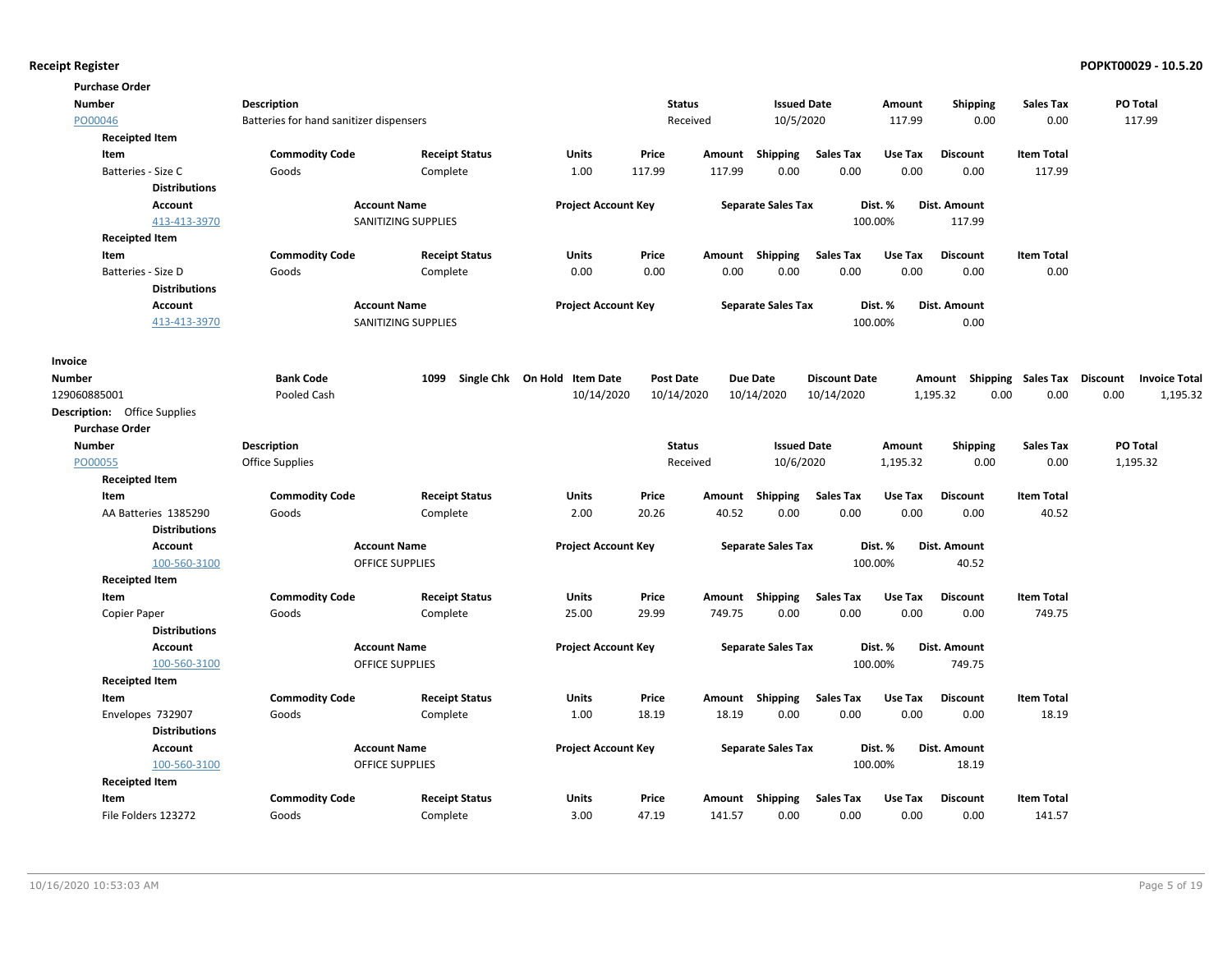**Receipt Register**

**Purchase Order**

| Number | Description | Status | Issued Date | Amount | Shipping | Sales Tax | PO Total |
|---|---|---|---|---|---|---|---|
| PO00046 | Batteries for hand sanitizer dispensers | Received | 10/5/2020 | 117.99 | 0.00 | 0.00 | 117.99 |

**Receipted Item**

| Item | Commodity Code | Receipt Status | Units | Price | Amount | Shipping | Sales Tax | Use Tax | Discount | Item Total |
|---|---|---|---|---|---|---|---|---|---|---|
| Batteries - Size C | Goods | Complete | 1.00 | 117.99 | 117.99 | 0.00 | 0.00 | 0.00 | 0.00 | 117.99 |

**Distributions**

| Account | Account Name | Project Account Key | Separate Sales Tax | Dist. % | Dist. Amount |
|---|---|---|---|---|---|
| 413-413-3970 | SANITIZING SUPPLIES | | | 100.00% | 117.99 |

**Receipted Item**

| Item | Commodity Code | Receipt Status | Units | Price | Amount | Shipping | Sales Tax | Use Tax | Discount | Item Total |
|---|---|---|---|---|---|---|---|---|---|---|
| Batteries - Size D | Goods | Complete | 0.00 | 0.00 | 0.00 | 0.00 | 0.00 | 0.00 | 0.00 | 0.00 |

**Distributions**

| Account | Account Name | Project Account Key | Separate Sales Tax | Dist. % | Dist. Amount |
|---|---|---|---|---|---|
| 413-413-3970 | SANITIZING SUPPLIES | | | 100.00% | 0.00 |

**Invoice**

| Number | Bank Code | 1099 | Single Chk | On Hold | Item Date | Post Date | Due Date | Discount Date | Amount | Shipping | Sales Tax | Discount | Invoice Total |
|---|---|---|---|---|---|---|---|---|---|---|---|---|---|
| 129060885001 | Pooled Cash | | | | 10/14/2020 | 10/14/2020 | 10/14/2020 | 10/14/2020 | 1,195.32 | 0.00 | 0.00 | 0.00 | 1,195.32 |

**Description:** Office Supplies

**Purchase Order**

| Number | Description | Status | Issued Date | Amount | Shipping | Sales Tax | PO Total |
|---|---|---|---|---|---|---|---|
| PO00055 | Office Supplies | Received | 10/6/2020 | 1,195.32 | 0.00 | 0.00 | 1,195.32 |

**Receipted Item**

| Item | Commodity Code | Receipt Status | Units | Price | Amount | Shipping | Sales Tax | Use Tax | Discount | Item Total |
|---|---|---|---|---|---|---|---|---|---|---|
| AA Batteries 1385290 | Goods | Complete | 2.00 | 20.26 | 40.52 | 0.00 | 0.00 | 0.00 | 0.00 | 40.52 |

**Distributions**

| Account | Account Name | Project Account Key | Separate Sales Tax | Dist. % | Dist. Amount |
|---|---|---|---|---|---|
| 100-560-3100 | OFFICE SUPPLIES | | | 100.00% | 40.52 |

**Receipted Item**

| Item | Commodity Code | Receipt Status | Units | Price | Amount | Shipping | Sales Tax | Use Tax | Discount | Item Total |
|---|---|---|---|---|---|---|---|---|---|---|
| Copier Paper | Goods | Complete | 25.00 | 29.99 | 749.75 | 0.00 | 0.00 | 0.00 | 0.00 | 749.75 |

**Distributions**

| Account | Account Name | Project Account Key | Separate Sales Tax | Dist. % | Dist. Amount |
|---|---|---|---|---|---|
| 100-560-3100 | OFFICE SUPPLIES | | | 100.00% | 749.75 |

**Receipted Item**

| Item | Commodity Code | Receipt Status | Units | Price | Amount | Shipping | Sales Tax | Use Tax | Discount | Item Total |
|---|---|---|---|---|---|---|---|---|---|---|
| Envelopes 732907 | Goods | Complete | 1.00 | 18.19 | 18.19 | 0.00 | 0.00 | 0.00 | 0.00 | 18.19 |

**Distributions**

| Account | Account Name | Project Account Key | Separate Sales Tax | Dist. % | Dist. Amount |
|---|---|---|---|---|---|
| 100-560-3100 | OFFICE SUPPLIES | | | 100.00% | 18.19 |

**Receipted Item**

| Item | Commodity Code | Receipt Status | Units | Price | Amount | Shipping | Sales Tax | Use Tax | Discount | Item Total |
|---|---|---|---|---|---|---|---|---|---|---|
| File Folders 123272 | Goods | Complete | 3.00 | 47.19 | 141.57 | 0.00 | 0.00 | 0.00 | 0.00 | 141.57 |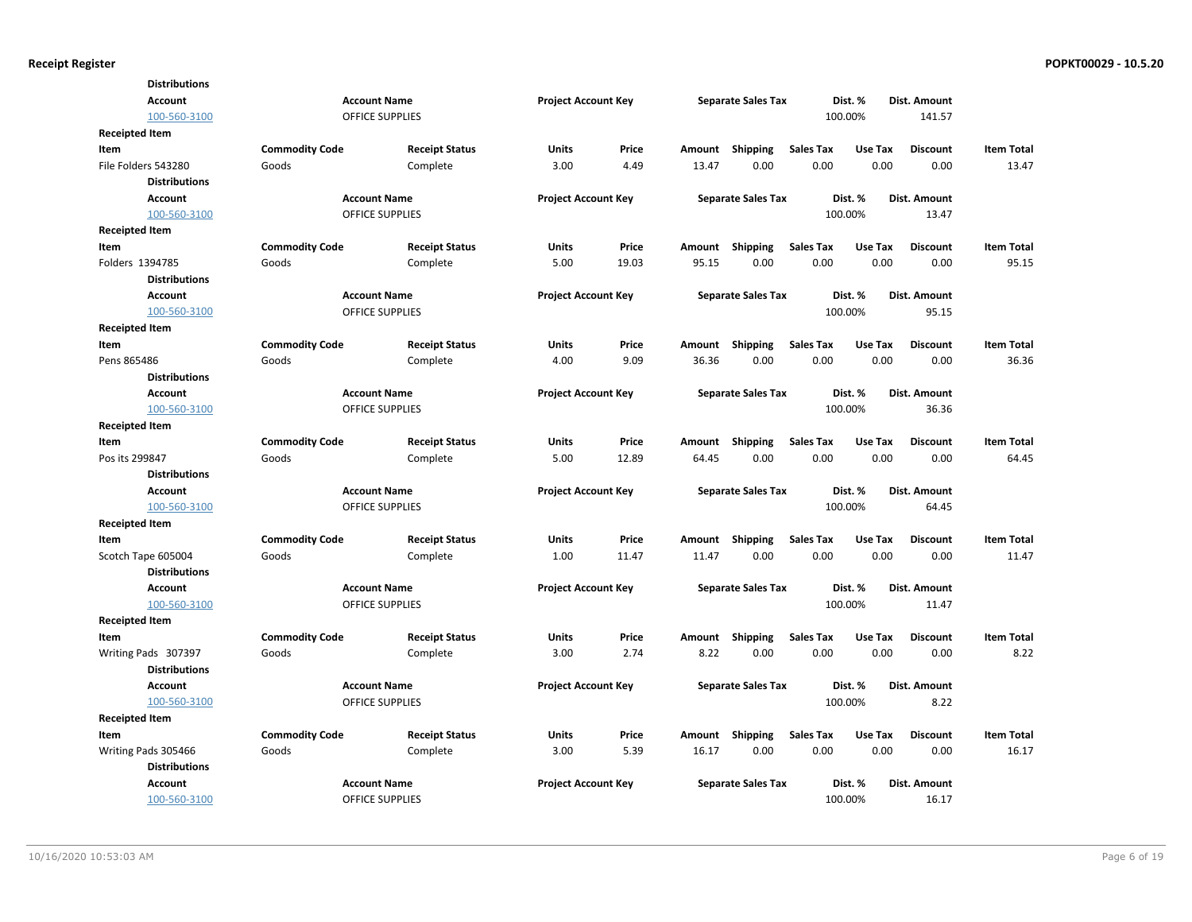**Distributions**

| Account | Account Name | Project Account Key | Separate Sales Tax | Dist. % | Dist. Amount |
|---|---|---|---|---|---|
| 100-560-3100 | OFFICE SUPPLIES | | | 100.00% | 141.57 |

**Receipted Item**

| Item | Commodity Code | Receipt Status | Units | Price | Amount | Shipping | Sales Tax | Use Tax | Discount | Item Total |
|---|---|---|---|---|---|---|---|---|---|---|
| File Folders 543280 | Goods | Complete | 3.00 | 4.49 | 13.47 | 0.00 | 0.00 | 0.00 | 0.00 | 13.47 |

**Distributions**

| Account | Account Name | Project Account Key | Separate Sales Tax | Dist. % | Dist. Amount |
|---|---|---|---|---|---|
| 100-560-3100 | OFFICE SUPPLIES | | | 100.00% | 13.47 |

**Receipted Item**

| Item | Commodity Code | Receipt Status | Units | Price | Amount | Shipping | Sales Tax | Use Tax | Discount | Item Total |
|---|---|---|---|---|---|---|---|---|---|---|
| Folders 1394785 | Goods | Complete | 5.00 | 19.03 | 95.15 | 0.00 | 0.00 | 0.00 | 0.00 | 95.15 |

**Distributions**

| Account | Account Name | Project Account Key | Separate Sales Tax | Dist. % | Dist. Amount |
|---|---|---|---|---|---|
| 100-560-3100 | OFFICE SUPPLIES | | | 100.00% | 95.15 |

**Receipted Item**

| Item | Commodity Code | Receipt Status | Units | Price | Amount | Shipping | Sales Tax | Use Tax | Discount | Item Total |
|---|---|---|---|---|---|---|---|---|---|---|
| Pens 865486 | Goods | Complete | 4.00 | 9.09 | 36.36 | 0.00 | 0.00 | 0.00 | 0.00 | 36.36 |

**Distributions**

| Account | Account Name | Project Account Key | Separate Sales Tax | Dist. % | Dist. Amount |
|---|---|---|---|---|---|
| 100-560-3100 | OFFICE SUPPLIES | | | 100.00% | 36.36 |

**Receipted Item**

| Item | Commodity Code | Receipt Status | Units | Price | Amount | Shipping | Sales Tax | Use Tax | Discount | Item Total |
|---|---|---|---|---|---|---|---|---|---|---|
| Pos its 299847 | Goods | Complete | 5.00 | 12.89 | 64.45 | 0.00 | 0.00 | 0.00 | 0.00 | 64.45 |

**Distributions**

| Account | Account Name | Project Account Key | Separate Sales Tax | Dist. % | Dist. Amount |
|---|---|---|---|---|---|
| 100-560-3100 | OFFICE SUPPLIES | | | 100.00% | 64.45 |

**Receipted Item**

| Item | Commodity Code | Receipt Status | Units | Price | Amount | Shipping | Sales Tax | Use Tax | Discount | Item Total |
|---|---|---|---|---|---|---|---|---|---|---|
| Scotch Tape 605004 | Goods | Complete | 1.00 | 11.47 | 11.47 | 0.00 | 0.00 | 0.00 | 0.00 | 11.47 |

**Distributions**

| Account | Account Name | Project Account Key | Separate Sales Tax | Dist. % | Dist. Amount |
|---|---|---|---|---|---|
| 100-560-3100 | OFFICE SUPPLIES | | | 100.00% | 11.47 |

**Receipted Item**

| Item | Commodity Code | Receipt Status | Units | Price | Amount | Shipping | Sales Tax | Use Tax | Discount | Item Total |
|---|---|---|---|---|---|---|---|---|---|---|
| Writing Pads 307397 | Goods | Complete | 3.00 | 2.74 | 8.22 | 0.00 | 0.00 | 0.00 | 0.00 | 8.22 |

**Distributions**

| Account | Account Name | Project Account Key | Separate Sales Tax | Dist. % | Dist. Amount |
|---|---|---|---|---|---|
| 100-560-3100 | OFFICE SUPPLIES | | | 100.00% | 8.22 |

**Receipted Item**

| Item | Commodity Code | Receipt Status | Units | Price | Amount | Shipping | Sales Tax | Use Tax | Discount | Item Total |
|---|---|---|---|---|---|---|---|---|---|---|
| Writing Pads 305466 | Goods | Complete | 3.00 | 5.39 | 16.17 | 0.00 | 0.00 | 0.00 | 0.00 | 16.17 |

**Distributions**

| Account | Account Name | Project Account Key | Separate Sales Tax | Dist. % | Dist. Amount |
|---|---|---|---|---|---|
| 100-560-3100 | OFFICE SUPPLIES | | | 100.00% | 16.17 |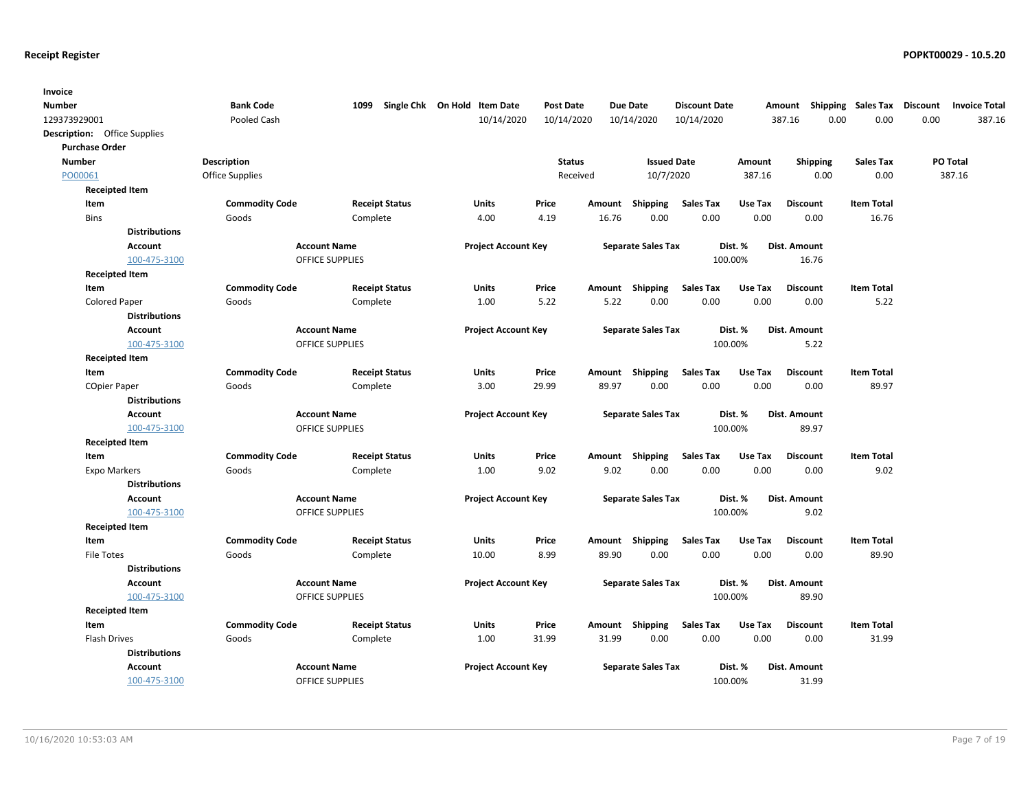**Receipt Register** **POPKT00029 - 10.5.20**

| Invoice Number | Bank Code | 1099 | Single Chk | On Hold | Item Date | Post Date | Due Date | Discount Date | Amount | Shipping | Sales Tax | Discount | Invoice Total |
|---|---|---|---|---|---|---|---|---|---|---|---|---|---|
| 129373929001 | Pooled Cash | | | | 10/14/2020 | 10/14/2020 | 10/14/2020 | 10/14/2020 | 387.16 | 0.00 | 0.00 | 0.00 | 387.16 |

**Description:** Office Supplies

**Purchase Order**

| Number | Description | Status | Issued Date | Amount | Shipping | Sales Tax | PO Total |
|---|---|---|---|---|---|---|---|
| PO00061 | Office Supplies | Received | 10/7/2020 | 387.16 | 0.00 | 0.00 | 387.16 |

**Receipted Item**

| Item | Commodity Code | Receipt Status | Units | Price | Amount | Shipping | Sales Tax | Use Tax | Discount | Item Total |
|---|---|---|---|---|---|---|---|---|---|---|
| Bins | Goods | Complete | 4.00 | 4.19 | 16.76 | 0.00 | 0.00 | 0.00 | 0.00 | 16.76 |

**Distributions**

| Account | Account Name | Project Account Key | Separate Sales Tax | Dist. % | Dist. Amount |
|---|---|---|---|---|---|
| 100-475-3100 | OFFICE SUPPLIES | | | 100.00% | 16.76 |

**Receipted Item**

| Item | Commodity Code | Receipt Status | Units | Price | Amount | Shipping | Sales Tax | Use Tax | Discount | Item Total |
|---|---|---|---|---|---|---|---|---|---|---|
| Colored Paper | Goods | Complete | 1.00 | 5.22 | 5.22 | 0.00 | 0.00 | 0.00 | 0.00 | 5.22 |

**Distributions**

| Account | Account Name | Project Account Key | Separate Sales Tax | Dist. % | Dist. Amount |
|---|---|---|---|---|---|
| 100-475-3100 | OFFICE SUPPLIES | | | 100.00% | 5.22 |

**Receipted Item**

| Item | Commodity Code | Receipt Status | Units | Price | Amount | Shipping | Sales Tax | Use Tax | Discount | Item Total |
|---|---|---|---|---|---|---|---|---|---|---|
| COpier Paper | Goods | Complete | 3.00 | 29.99 | 89.97 | 0.00 | 0.00 | 0.00 | 0.00 | 89.97 |

**Distributions**

| Account | Account Name | Project Account Key | Separate Sales Tax | Dist. % | Dist. Amount |
|---|---|---|---|---|---|
| 100-475-3100 | OFFICE SUPPLIES | | | 100.00% | 89.97 |

**Receipted Item**

| Item | Commodity Code | Receipt Status | Units | Price | Amount | Shipping | Sales Tax | Use Tax | Discount | Item Total |
|---|---|---|---|---|---|---|---|---|---|---|
| Expo Markers | Goods | Complete | 1.00 | 9.02 | 9.02 | 0.00 | 0.00 | 0.00 | 0.00 | 9.02 |

**Distributions**

| Account | Account Name | Project Account Key | Separate Sales Tax | Dist. % | Dist. Amount |
|---|---|---|---|---|---|
| 100-475-3100 | OFFICE SUPPLIES | | | 100.00% | 9.02 |

**Receipted Item**

| Item | Commodity Code | Receipt Status | Units | Price | Amount | Shipping | Sales Tax | Use Tax | Discount | Item Total |
|---|---|---|---|---|---|---|---|---|---|---|
| File Totes | Goods | Complete | 10.00 | 8.99 | 89.90 | 0.00 | 0.00 | 0.00 | 0.00 | 89.90 |

**Distributions**

| Account | Account Name | Project Account Key | Separate Sales Tax | Dist. % | Dist. Amount |
|---|---|---|---|---|---|
| 100-475-3100 | OFFICE SUPPLIES | | | 100.00% | 89.90 |

**Receipted Item**

| Item | Commodity Code | Receipt Status | Units | Price | Amount | Shipping | Sales Tax | Use Tax | Discount | Item Total |
|---|---|---|---|---|---|---|---|---|---|---|
| Flash Drives | Goods | Complete | 1.00 | 31.99 | 31.99 | 0.00 | 0.00 | 0.00 | 0.00 | 31.99 |

**Distributions**

| Account | Account Name | Project Account Key | Separate Sales Tax | Dist. % | Dist. Amount |
|---|---|---|---|---|---|
| 100-475-3100 | OFFICE SUPPLIES | | | 100.00% | 31.99 |

10/16/2020 10:53:03 AM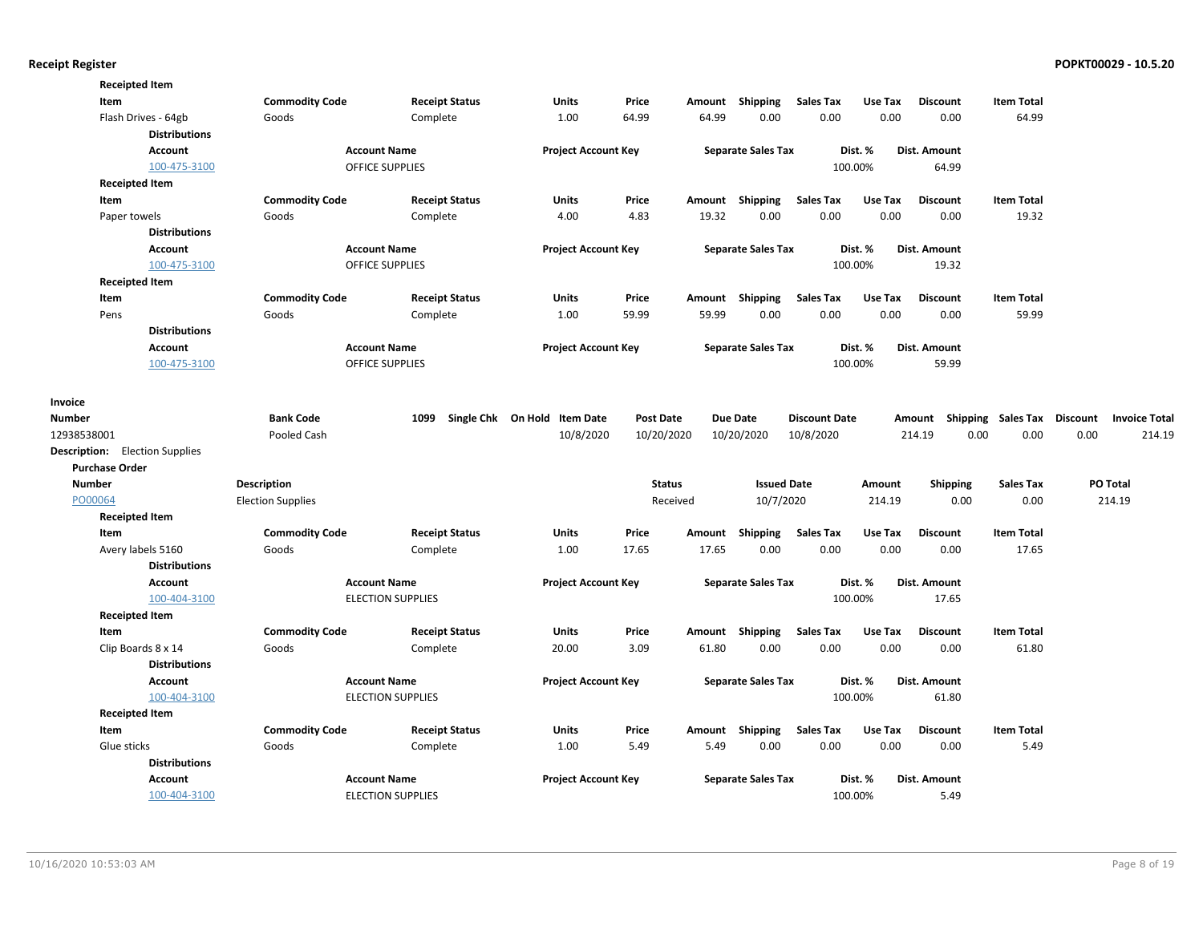**Receipted Item**

| Item | Commodity Code | Receipt Status | Units | Price | Amount | Shipping | Sales Tax | Use Tax | Discount | Item Total |
|---|---|---|---|---|---|---|---|---|---|---|
| Flash Drives - 64gb | Goods | Complete | 1.00 | 64.99 | 64.99 | 0.00 | 0.00 | 0.00 | 0.00 | 64.99 |

**Distributions**

| Account | Account Name | Project Account Key | Separate Sales Tax | Dist. % | Dist. Amount |
|---|---|---|---|---|---|
| 100-475-3100 | OFFICE SUPPLIES | | | 100.00% | 64.99 |

**Receipted Item**

| Item | Commodity Code | Receipt Status | Units | Price | Amount | Shipping | Sales Tax | Use Tax | Discount | Item Total |
|---|---|---|---|---|---|---|---|---|---|---|
| Paper towels | Goods | Complete | 4.00 | 4.83 | 19.32 | 0.00 | 0.00 | 0.00 | 0.00 | 19.32 |

**Distributions**

| Account | Account Name | Project Account Key | Separate Sales Tax | Dist. % | Dist. Amount |
|---|---|---|---|---|---|
| 100-475-3100 | OFFICE SUPPLIES | | | 100.00% | 19.32 |

**Receipted Item**

| Item | Commodity Code | Receipt Status | Units | Price | Amount | Shipping | Sales Tax | Use Tax | Discount | Item Total |
|---|---|---|---|---|---|---|---|---|---|---|
| Pens | Goods | Complete | 1.00 | 59.99 | 59.99 | 0.00 | 0.00 | 0.00 | 0.00 | 59.99 |

**Distributions**

| Account | Account Name | Project Account Key | Separate Sales Tax | Dist. % | Dist. Amount |
|---|---|---|---|---|---|
| 100-475-3100 | OFFICE SUPPLIES | | | 100.00% | 59.99 |

**Invoice**

| Number | Bank Code | 1099 | Single Chk | On Hold | Item Date | Post Date | Due Date | Discount Date | Amount | Shipping | Sales Tax | Discount | Invoice Total |
|---|---|---|---|---|---|---|---|---|---|---|---|---|---|
| 12938538001 | Pooled Cash | | | | 10/8/2020 | 10/20/2020 | 10/20/2020 | 10/8/2020 | 214.19 | 0.00 | 0.00 | 0.00 | 214.19 |

**Description:** Election Supplies

**Purchase Order**

| Number | Description | Status | Issued Date | Amount | Shipping | Sales Tax | PO Total |
|---|---|---|---|---|---|---|---|
| PO00064 | Election Supplies | Received | 10/7/2020 | 214.19 | 0.00 | 0.00 | 214.19 |

**Receipted Item**

| Item | Commodity Code | Receipt Status | Units | Price | Amount | Shipping | Sales Tax | Use Tax | Discount | Item Total |
|---|---|---|---|---|---|---|---|---|---|---|
| Avery labels 5160 | Goods | Complete | 1.00 | 17.65 | 17.65 | 0.00 | 0.00 | 0.00 | 0.00 | 17.65 |

**Distributions**

| Account | Account Name | Project Account Key | Separate Sales Tax | Dist. % | Dist. Amount |
|---|---|---|---|---|---|
| 100-404-3100 | ELECTION SUPPLIES | | | 100.00% | 17.65 |

**Receipted Item**

| Item | Commodity Code | Receipt Status | Units | Price | Amount | Shipping | Sales Tax | Use Tax | Discount | Item Total |
|---|---|---|---|---|---|---|---|---|---|---|
| Clip Boards 8 x 14 | Goods | Complete | 20.00 | 3.09 | 61.80 | 0.00 | 0.00 | 0.00 | 0.00 | 61.80 |

**Distributions**

| Account | Account Name | Project Account Key | Separate Sales Tax | Dist. % | Dist. Amount |
|---|---|---|---|---|---|
| 100-404-3100 | ELECTION SUPPLIES | | | 100.00% | 61.80 |

**Receipted Item**

| Item | Commodity Code | Receipt Status | Units | Price | Amount | Shipping | Sales Tax | Use Tax | Discount | Item Total |
|---|---|---|---|---|---|---|---|---|---|---|
| Glue sticks | Goods | Complete | 1.00 | 5.49 | 5.49 | 0.00 | 0.00 | 0.00 | 0.00 | 5.49 |

**Distributions**

| Account | Account Name | Project Account Key | Separate Sales Tax | Dist. % | Dist. Amount |
|---|---|---|---|---|---|
| 100-404-3100 | ELECTION SUPPLIES | | | 100.00% | 5.49 |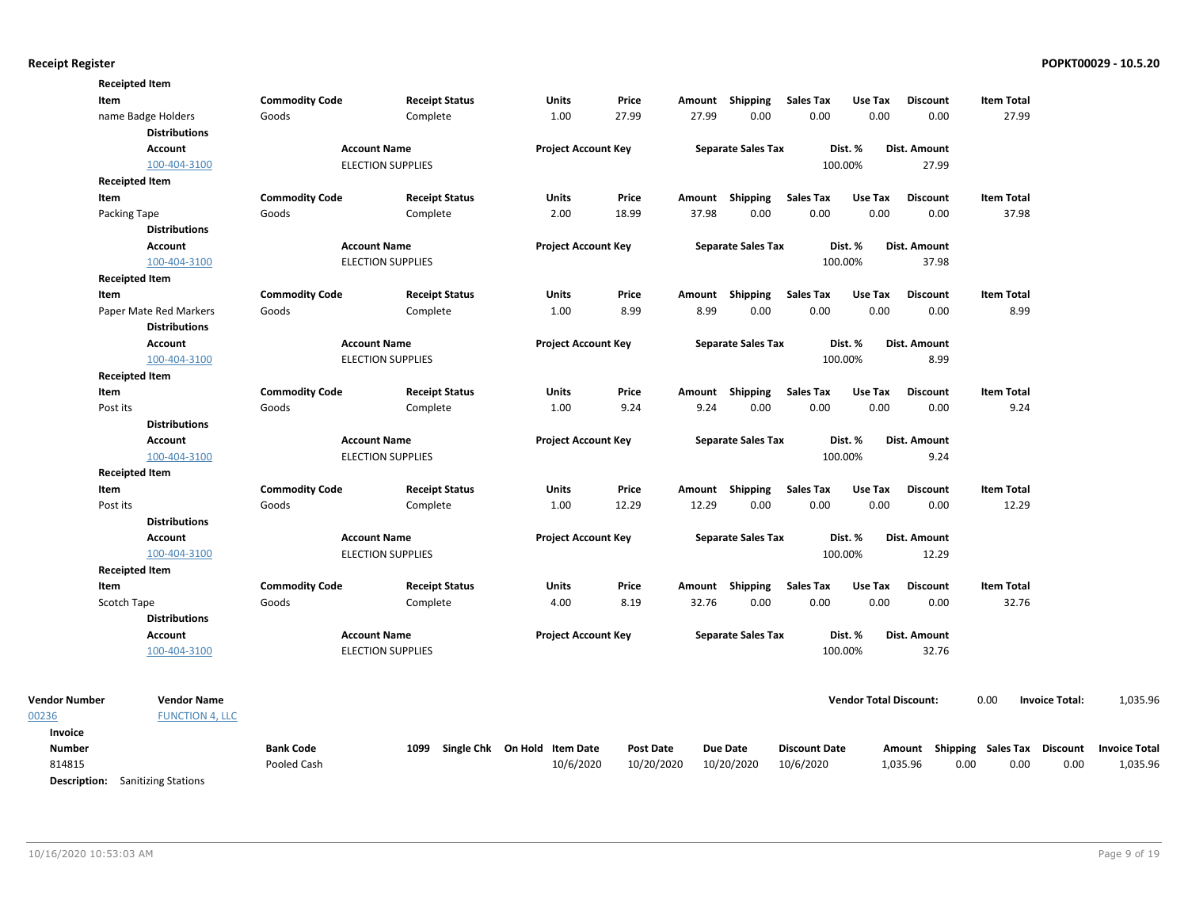**Receipted Item**

| Item | Commodity Code | Receipt Status | Units | Price | Amount | Shipping | Sales Tax | Use Tax | Discount | Item Total |
|---|---|---|---|---|---|---|---|---|---|---|
| name Badge Holders | Goods | Complete | 1.00 | 27.99 | 27.99 | 0.00 | 0.00 | 0.00 | 0.00 | 27.99 |

**Distributions**

| Account | Account Name | Project Account Key | Separate Sales Tax | Dist. % | Dist. Amount |
|---|---|---|---|---|---|
| 100-404-3100 | ELECTION SUPPLIES | | | 100.00% | 27.99 |

**Receipted Item**

| Item | Commodity Code | Receipt Status | Units | Price | Amount | Shipping | Sales Tax | Use Tax | Discount | Item Total |
|---|---|---|---|---|---|---|---|---|---|---|
| Packing Tape | Goods | Complete | 2.00 | 18.99 | 37.98 | 0.00 | 0.00 | 0.00 | 0.00 | 37.98 |

**Distributions**

| Account | Account Name | Project Account Key | Separate Sales Tax | Dist. % | Dist. Amount |
|---|---|---|---|---|---|
| 100-404-3100 | ELECTION SUPPLIES | | | 100.00% | 37.98 |

**Receipted Item**

| Item | Commodity Code | Receipt Status | Units | Price | Amount | Shipping | Sales Tax | Use Tax | Discount | Item Total |
|---|---|---|---|---|---|---|---|---|---|---|
| Paper Mate Red Markers | Goods | Complete | 1.00 | 8.99 | 8.99 | 0.00 | 0.00 | 0.00 | 0.00 | 8.99 |

**Distributions**

| Account | Account Name | Project Account Key | Separate Sales Tax | Dist. % | Dist. Amount |
|---|---|---|---|---|---|
| 100-404-3100 | ELECTION SUPPLIES | | | 100.00% | 8.99 |

**Receipted Item**

| Item | Commodity Code | Receipt Status | Units | Price | Amount | Shipping | Sales Tax | Use Tax | Discount | Item Total |
|---|---|---|---|---|---|---|---|---|---|---|
| Post its | Goods | Complete | 1.00 | 9.24 | 9.24 | 0.00 | 0.00 | 0.00 | 0.00 | 9.24 |

**Distributions**

| Account | Account Name | Project Account Key | Separate Sales Tax | Dist. % | Dist. Amount |
|---|---|---|---|---|---|
| 100-404-3100 | ELECTION SUPPLIES | | | 100.00% | 9.24 |

**Receipted Item**

| Item | Commodity Code | Receipt Status | Units | Price | Amount | Shipping | Sales Tax | Use Tax | Discount | Item Total |
|---|---|---|---|---|---|---|---|---|---|---|
| Post its | Goods | Complete | 1.00 | 12.29 | 12.29 | 0.00 | 0.00 | 0.00 | 0.00 | 12.29 |

**Distributions**

| Account | Account Name | Project Account Key | Separate Sales Tax | Dist. % | Dist. Amount |
|---|---|---|---|---|---|
| 100-404-3100 | ELECTION SUPPLIES | | | 100.00% | 12.29 |

**Receipted Item**

| Item | Commodity Code | Receipt Status | Units | Price | Amount | Shipping | Sales Tax | Use Tax | Discount | Item Total |
|---|---|---|---|---|---|---|---|---|---|---|
| Scotch Tape | Goods | Complete | 4.00 | 8.19 | 32.76 | 0.00 | 0.00 | 0.00 | 0.00 | 32.76 |

**Distributions**

| Account | Account Name | Project Account Key | Separate Sales Tax | Dist. % | Dist. Amount |
|---|---|---|---|---|---|
| 100-404-3100 | ELECTION SUPPLIES | | | 100.00% | 32.76 |

| Vendor Number | Vendor Name | Vendor Total Discount: | Invoice Total: |
|---|---|---|---|
| 00236 | FUNCTION 4, LLC | 0.00 | 1,035.96 |

| Invoice Number | Bank Code | 1099 | Single Chk | On Hold | Item Date | Post Date | Due Date | Discount Date | Amount | Shipping | Sales Tax | Discount | Invoice Total |
|---|---|---|---|---|---|---|---|---|---|---|---|---|---|
| 814815 | Pooled Cash | | | | 10/6/2020 | 10/20/2020 | 10/20/2020 | 10/6/2020 | 1,035.96 | 0.00 | 0.00 | 0.00 | 1,035.96 |

**Description:** Sanitizing Stations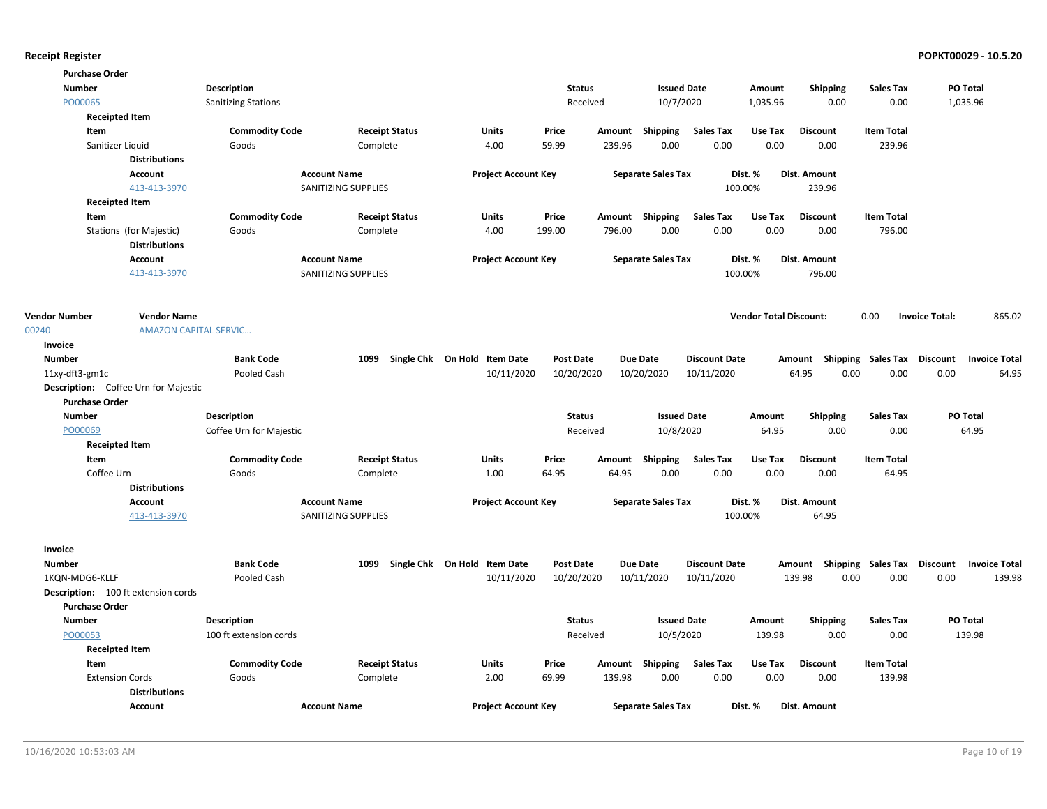**Receipt Register** **POPKT00029 - 10.5.20**

**Purchase Order**

| Number | Description | Status | Issued Date | Amount | Shipping | Sales Tax | PO Total |
|---|---|---|---|---|---|---|---|
| PO00065 | Sanitizing Stations | Received | 10/7/2020 | 1,035.96 | 0.00 | 0.00 | 1,035.96 |

**Receipted Item**

| Item | Commodity Code | Receipt Status | Units | Price | Amount | Shipping | Sales Tax | Use Tax | Discount | Item Total |
|---|---|---|---|---|---|---|---|---|---|---|
| Sanitizer Liquid | Goods | Complete | 4.00 | 59.99 | 239.96 | 0.00 | 0.00 | 0.00 | 0.00 | 239.96 |

**Distributions**

| Account | Account Name | Project Account Key | Separate Sales Tax | Dist. % | Dist. Amount |
|---|---|---|---|---|---|
| 413-413-3970 | SANITIZING SUPPLIES | | | 100.00% | 239.96 |

**Receipted Item**

| Item | Commodity Code | Receipt Status | Units | Price | Amount | Shipping | Sales Tax | Use Tax | Discount | Item Total |
|---|---|---|---|---|---|---|---|---|---|---|
| Stations (for Majestic) | Goods | Complete | 4.00 | 199.00 | 796.00 | 0.00 | 0.00 | 0.00 | 0.00 | 796.00 |

**Distributions**

| Account | Account Name | Project Account Key | Separate Sales Tax | Dist. % | Dist. Amount |
|---|---|---|---|---|---|
| 413-413-3970 | SANITIZING SUPPLIES | | | 100.00% | 796.00 |

| Vendor Number | Vendor Name | Vendor Total Discount: | | Invoice Total: | |
|---|---|---|---|---|---|
| 00240 | AMAZON CAPITAL SERVIC... | | 0.00 | | 865.02 |

**Invoice**

| Number | Bank Code | 1099 | Single Chk | On Hold | Item Date | Post Date | Due Date | Discount Date | Amount | Shipping | Sales Tax | Discount | Invoice Total |
|---|---|---|---|---|---|---|---|---|---|---|---|---|---|
| 11xy-dft3-gm1c | Pooled Cash | | | | 10/11/2020 | 10/20/2020 | 10/20/2020 | 10/11/2020 | 64.95 | 0.00 | 0.00 | 0.00 | 64.95 |

**Description:** Coffee Urn for Majestic

**Purchase Order**

| Number | Description | Status | Issued Date | Amount | Shipping | Sales Tax | PO Total |
|---|---|---|---|---|---|---|---|
| PO00069 | Coffee Urn for Majestic | Received | 10/8/2020 | 64.95 | 0.00 | 0.00 | 64.95 |

**Receipted Item**

| Item | Commodity Code | Receipt Status | Units | Price | Amount | Shipping | Sales Tax | Use Tax | Discount | Item Total |
|---|---|---|---|---|---|---|---|---|---|---|
| Coffee Urn | Goods | Complete | 1.00 | 64.95 | 64.95 | 0.00 | 0.00 | 0.00 | 0.00 | 64.95 |

**Distributions**

| Account | Account Name | Project Account Key | Separate Sales Tax | Dist. % | Dist. Amount |
|---|---|---|---|---|---|
| 413-413-3970 | SANITIZING SUPPLIES | | | 100.00% | 64.95 |

**Invoice**

| Number | Bank Code | 1099 | Single Chk | On Hold | Item Date | Post Date | Due Date | Discount Date | Amount | Shipping | Sales Tax | Discount | Invoice Total |
|---|---|---|---|---|---|---|---|---|---|---|---|---|---|
| 1KQN-MDG6-KLLF | Pooled Cash | | | | 10/11/2020 | 10/20/2020 | 10/11/2020 | 10/11/2020 | 139.98 | 0.00 | 0.00 | 0.00 | 139.98 |

**Description:** 100 ft extension cords

**Purchase Order**

| Number | Description | Status | Issued Date | Amount | Shipping | Sales Tax | PO Total |
|---|---|---|---|---|---|---|---|
| PO00053 | 100 ft extension cords | Received | 10/5/2020 | 139.98 | 0.00 | 0.00 | 139.98 |

**Receipted Item**

| Item | Commodity Code | Receipt Status | Units | Price | Amount | Shipping | Sales Tax | Use Tax | Discount | Item Total |
|---|---|---|---|---|---|---|---|---|---|---|
| Extension Cords | Goods | Complete | 2.00 | 69.99 | 139.98 | 0.00 | 0.00 | 0.00 | 0.00 | 139.98 |

**Distributions**

| Account | Account Name | Project Account Key | Separate Sales Tax | Dist. % | Dist. Amount |
|---|---|---|---|---|---|

10/16/2020 10:53:03 AM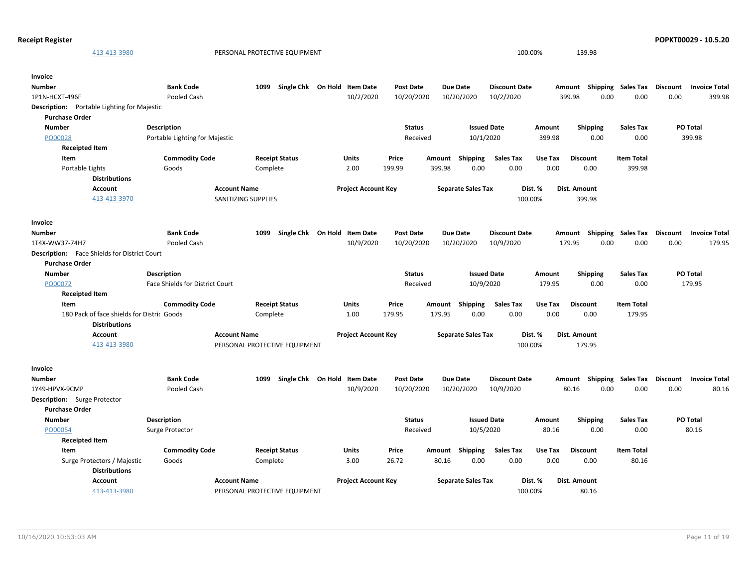| Account | Account Name | Project Account Key | Separate Sales Tax | Dist. % | Dist. Amount |
|---|---|---|---|---|---|
| 413-413-3980 | PERSONAL PROTECTIVE EQUIPMENT | | | 100.00% | 139.98 |

**Invoice**

| Number | Bank Code | 1099 | Single Chk | On Hold | Item Date | Post Date | Due Date | Discount Date | Amount | Shipping | Sales Tax | Discount | Invoice Total |
|---|---|---|---|---|---|---|---|---|---|---|---|---|---|
| 1P1N-HCXT-496F | Pooled Cash | | | | 10/2/2020 | 10/20/2020 | 10/20/2020 | 10/2/2020 | 399.98 | 0.00 | 0.00 | 0.00 | 399.98 |

**Description:** Portable Lighting for Majestic

**Purchase Order**

| Number | Description | Status | Issued Date | Amount | Shipping | Sales Tax | PO Total |
|---|---|---|---|---|---|---|---|
| PO00028 | Portable Lighting for Majestic | Received | 10/1/2020 | 399.98 | 0.00 | 0.00 | 399.98 |

**Receipted Item**

| Item | Commodity Code | Receipt Status | Units | Price | Amount | Shipping | Sales Tax | Use Tax | Discount | Item Total |
|---|---|---|---|---|---|---|---|---|---|---|
| Portable Lights | Goods | Complete | 2.00 | 199.99 | 399.98 | 0.00 | 0.00 | 0.00 | 0.00 | 399.98 |

**Distributions**

| Account | Account Name | Project Account Key | Separate Sales Tax | Dist. % | Dist. Amount |
|---|---|---|---|---|---|
| 413-413-3970 | SANITIZING SUPPLIES | | | 100.00% | 399.98 |

**Invoice**

| Number | Bank Code | 1099 | Single Chk | On Hold | Item Date | Post Date | Due Date | Discount Date | Amount | Shipping | Sales Tax | Discount | Invoice Total |
|---|---|---|---|---|---|---|---|---|---|---|---|---|---|
| 1T4X-WW37-74H7 | Pooled Cash | | | | 10/9/2020 | 10/20/2020 | 10/20/2020 | 10/9/2020 | 179.95 | 0.00 | 0.00 | 0.00 | 179.95 |

**Description:** Face Shields for District Court

**Purchase Order**

| Number | Description | Status | Issued Date | Amount | Shipping | Sales Tax | PO Total |
|---|---|---|---|---|---|---|---|
| PO00072 | Face Shields for District Court | Received | 10/9/2020 | 179.95 | 0.00 | 0.00 | 179.95 |

**Receipted Item**

| Item | Commodity Code | Receipt Status | Units | Price | Amount | Shipping | Sales Tax | Use Tax | Discount | Item Total |
|---|---|---|---|---|---|---|---|---|---|---|
| 180 Pack of face shields for Distric | Goods | Complete | 1.00 | 179.95 | 179.95 | 0.00 | 0.00 | 0.00 | 0.00 | 179.95 |

**Distributions**

| Account | Account Name | Project Account Key | Separate Sales Tax | Dist. % | Dist. Amount |
|---|---|---|---|---|---|
| 413-413-3980 | PERSONAL PROTECTIVE EQUIPMENT | | | 100.00% | 179.95 |

**Invoice**

| Number | Bank Code | 1099 | Single Chk | On Hold | Item Date | Post Date | Due Date | Discount Date | Amount | Shipping | Sales Tax | Discount | Invoice Total |
|---|---|---|---|---|---|---|---|---|---|---|---|---|---|
| 1Y49-HPVX-9CMP | Pooled Cash | | | | 10/9/2020 | 10/20/2020 | 10/20/2020 | 10/9/2020 | 80.16 | 0.00 | 0.00 | 0.00 | 80.16 |

**Description:** Surge Protector

**Purchase Order**

| Number | Description | Status | Issued Date | Amount | Shipping | Sales Tax | PO Total |
|---|---|---|---|---|---|---|---|
| PO00054 | Surge Protector | Received | 10/5/2020 | 80.16 | 0.00 | 0.00 | 80.16 |

**Receipted Item**

| Item | Commodity Code | Receipt Status | Units | Price | Amount | Shipping | Sales Tax | Use Tax | Discount | Item Total |
|---|---|---|---|---|---|---|---|---|---|---|
| Surge Protectors / Majestic | Goods | Complete | 3.00 | 26.72 | 80.16 | 0.00 | 0.00 | 0.00 | 0.00 | 80.16 |

**Distributions**

| Account | Account Name | Project Account Key | Separate Sales Tax | Dist. % | Dist. Amount |
|---|---|---|---|---|---|
| 413-413-3980 | PERSONAL PROTECTIVE EQUIPMENT | | | 100.00% | 80.16 |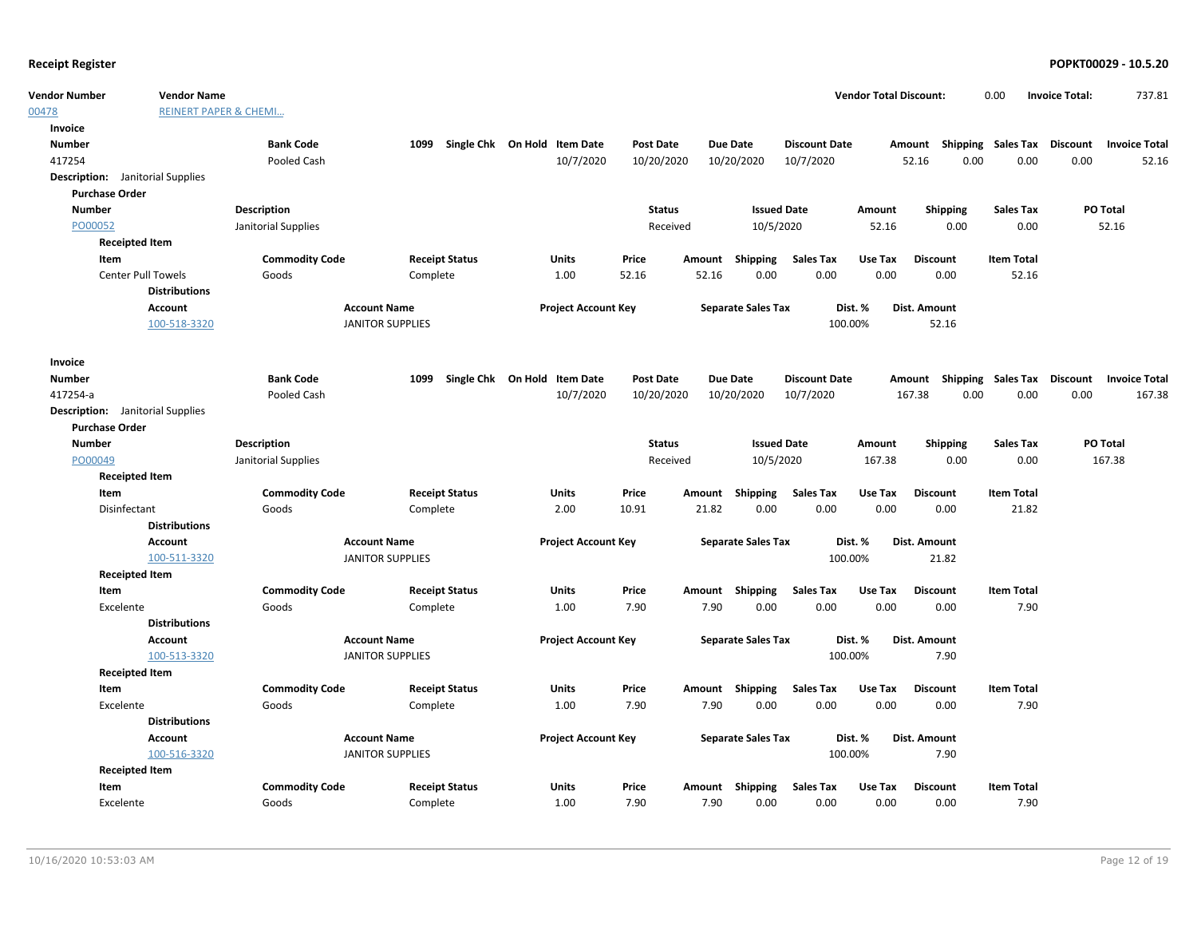# Receipt Register

**POPKT00029 - 10.5.20**

| Vendor Number | Vendor Name | Vendor Total Discount: | 0.00 | Invoice Total: | 737.81 |
|---|---|---|---|---|---|
| 00478 | REINERT PAPER & CHEMI... | | | | |

**Invoice**

| Number | Bank Code | 1099 | Single Chk | On Hold | Item Date | Post Date | Due Date | Discount Date | Amount | Shipping | Sales Tax | Discount | Invoice Total |
|---|---|---|---|---|---|---|---|---|---|---|---|---|---|
| 417254 | Pooled Cash | | | | 10/7/2020 | 10/20/2020 | 10/20/2020 | 10/7/2020 | 52.16 | 0.00 | 0.00 | 0.00 | 52.16 |

**Description:** Janitorial Supplies

**Purchase Order**

| Number | Description | Status | Issued Date | Amount | Shipping | Sales Tax | PO Total |
|---|---|---|---|---|---|---|---|
| PO00052 | Janitorial Supplies | Received | 10/5/2020 | 52.16 | 0.00 | 0.00 | 52.16 |

**Receipted Item**

| Item | Commodity Code | Receipt Status | Units | Price | Amount | Shipping | Sales Tax | Use Tax | Discount | Item Total |
|---|---|---|---|---|---|---|---|---|---|---|
| Center Pull Towels | Goods | Complete | 1.00 | 52.16 | 52.16 | 0.00 | 0.00 | 0.00 | 0.00 | 52.16 |

**Distributions**

| Account | Account Name | Project Account Key | Separate Sales Tax | Dist. % | Dist. Amount |
|---|---|---|---|---|---|
| 100-518-3320 | JANITOR SUPPLIES | | | 100.00% | 52.16 |

**Invoice**

| Number | Bank Code | 1099 | Single Chk | On Hold | Item Date | Post Date | Due Date | Discount Date | Amount | Shipping | Sales Tax | Discount | Invoice Total |
|---|---|---|---|---|---|---|---|---|---|---|---|---|---|
| 417254-a | Pooled Cash | | | | 10/7/2020 | 10/20/2020 | 10/20/2020 | 10/7/2020 | 167.38 | 0.00 | 0.00 | 0.00 | 167.38 |

**Description:** Janitorial Supplies

**Purchase Order**

| Number | Description | Status | Issued Date | Amount | Shipping | Sales Tax | PO Total |
|---|---|---|---|---|---|---|---|
| PO00049 | Janitorial Supplies | Received | 10/5/2020 | 167.38 | 0.00 | 0.00 | 167.38 |

**Receipted Item**

| Item | Commodity Code | Receipt Status | Units | Price | Amount | Shipping | Sales Tax | Use Tax | Discount | Item Total |
|---|---|---|---|---|---|---|---|---|---|---|
| Disinfectant | Goods | Complete | 2.00 | 10.91 | 21.82 | 0.00 | 0.00 | 0.00 | 0.00 | 21.82 |

**Distributions**

| Account | Account Name | Project Account Key | Separate Sales Tax | Dist. % | Dist. Amount |
|---|---|---|---|---|---|
| 100-511-3320 | JANITOR SUPPLIES | | | 100.00% | 21.82 |

**Receipted Item**

| Item | Commodity Code | Receipt Status | Units | Price | Amount | Shipping | Sales Tax | Use Tax | Discount | Item Total |
|---|---|---|---|---|---|---|---|---|---|---|
| Excelente | Goods | Complete | 1.00 | 7.90 | 7.90 | 0.00 | 0.00 | 0.00 | 0.00 | 7.90 |

**Distributions**

| Account | Account Name | Project Account Key | Separate Sales Tax | Dist. % | Dist. Amount |
|---|---|---|---|---|---|
| 100-513-3320 | JANITOR SUPPLIES | | | 100.00% | 7.90 |

**Receipted Item**

| Item | Commodity Code | Receipt Status | Units | Price | Amount | Shipping | Sales Tax | Use Tax | Discount | Item Total |
|---|---|---|---|---|---|---|---|---|---|---|
| Excelente | Goods | Complete | 1.00 | 7.90 | 7.90 | 0.00 | 0.00 | 0.00 | 0.00 | 7.90 |

**Distributions**

| Account | Account Name | Project Account Key | Separate Sales Tax | Dist. % | Dist. Amount |
|---|---|---|---|---|---|
| 100-516-3320 | JANITOR SUPPLIES | | | 100.00% | 7.90 |

**Receipted Item**

| Item | Commodity Code | Receipt Status | Units | Price | Amount | Shipping | Sales Tax | Use Tax | Discount | Item Total |
|---|---|---|---|---|---|---|---|---|---|---|
| Excelente | Goods | Complete | 1.00 | 7.90 | 7.90 | 0.00 | 0.00 | 0.00 | 0.00 | 7.90 |

10/16/2020 10:53:03 AM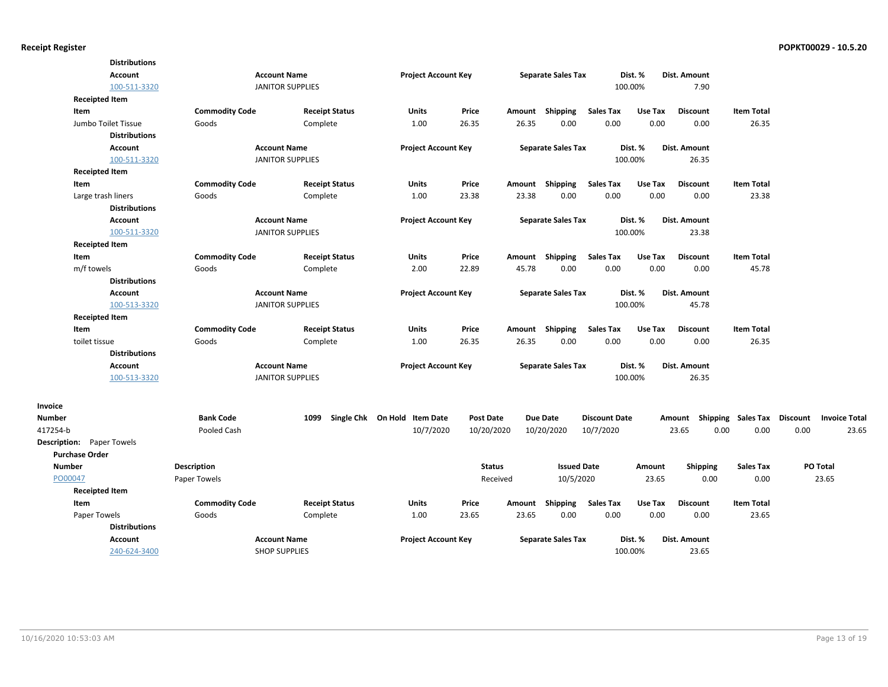**Distributions**

| Account | Account Name | Project Account Key | Separate Sales Tax | Dist. % | Dist. Amount |
|---|---|---|---|---|---|
| 100-511-3320 | JANITOR SUPPLIES | | | 100.00% | 7.90 |

**Receipted Item**

| Item | Commodity Code | Receipt Status | Units | Price | Amount | Shipping | Sales Tax | Use Tax | Discount | Item Total |
|---|---|---|---|---|---|---|---|---|---|---|
| Jumbo Toilet Tissue | Goods | Complete | 1.00 | 26.35 | 26.35 | 0.00 | 0.00 | 0.00 | 0.00 | 26.35 |

**Distributions**

| Account | Account Name | Project Account Key | Separate Sales Tax | Dist. % | Dist. Amount |
|---|---|---|---|---|---|
| 100-511-3320 | JANITOR SUPPLIES | | | 100.00% | 26.35 |

**Receipted Item**

| Item | Commodity Code | Receipt Status | Units | Price | Amount | Shipping | Sales Tax | Use Tax | Discount | Item Total |
|---|---|---|---|---|---|---|---|---|---|---|
| Large trash liners | Goods | Complete | 1.00 | 23.38 | 23.38 | 0.00 | 0.00 | 0.00 | 0.00 | 23.38 |

**Distributions**

| Account | Account Name | Project Account Key | Separate Sales Tax | Dist. % | Dist. Amount |
|---|---|---|---|---|---|
| 100-511-3320 | JANITOR SUPPLIES | | | 100.00% | 23.38 |

**Receipted Item**

| Item | Commodity Code | Receipt Status | Units | Price | Amount | Shipping | Sales Tax | Use Tax | Discount | Item Total |
|---|---|---|---|---|---|---|---|---|---|---|
| m/f towels | Goods | Complete | 2.00 | 22.89 | 45.78 | 0.00 | 0.00 | 0.00 | 0.00 | 45.78 |

**Distributions**

| Account | Account Name | Project Account Key | Separate Sales Tax | Dist. % | Dist. Amount |
|---|---|---|---|---|---|
| 100-513-3320 | JANITOR SUPPLIES | | | 100.00% | 45.78 |

**Receipted Item**

| Item | Commodity Code | Receipt Status | Units | Price | Amount | Shipping | Sales Tax | Use Tax | Discount | Item Total |
|---|---|---|---|---|---|---|---|---|---|---|
| toilet tissue | Goods | Complete | 1.00 | 26.35 | 26.35 | 0.00 | 0.00 | 0.00 | 0.00 | 26.35 |

**Distributions**

| Account | Account Name | Project Account Key | Separate Sales Tax | Dist. % | Dist. Amount |
|---|---|---|---|---|---|
| 100-513-3320 | JANITOR SUPPLIES | | | 100.00% | 26.35 |

**Invoice**

| Number | Bank Code | 1099 | Single Chk | On Hold | Item Date | Post Date | Due Date | Discount Date | Amount | Shipping | Sales Tax | Discount | Invoice Total |
|---|---|---|---|---|---|---|---|---|---|---|---|---|---|
| 417254-b | Pooled Cash | | | | 10/7/2020 | 10/20/2020 | 10/20/2020 | 10/7/2020 | 23.65 | 0.00 | 0.00 | 0.00 | 23.65 |

**Description:** Paper Towels

**Purchase Order**

| Number | Description | Status | Issued Date | Amount | Shipping | Sales Tax | PO Total |
|---|---|---|---|---|---|---|---|
| PO00047 | Paper Towels | Received | 10/5/2020 | 23.65 | 0.00 | 0.00 | 23.65 |

**Receipted Item**

| Item | Commodity Code | Receipt Status | Units | Price | Amount | Shipping | Sales Tax | Use Tax | Discount | Item Total |
|---|---|---|---|---|---|---|---|---|---|---|
| Paper Towels | Goods | Complete | 1.00 | 23.65 | 23.65 | 0.00 | 0.00 | 0.00 | 0.00 | 23.65 |

**Distributions**

| Account | Account Name | Project Account Key | Separate Sales Tax | Dist. % | Dist. Amount |
|---|---|---|---|---|---|
| 240-624-3400 | SHOP SUPPLIES | | | 100.00% | 23.65 |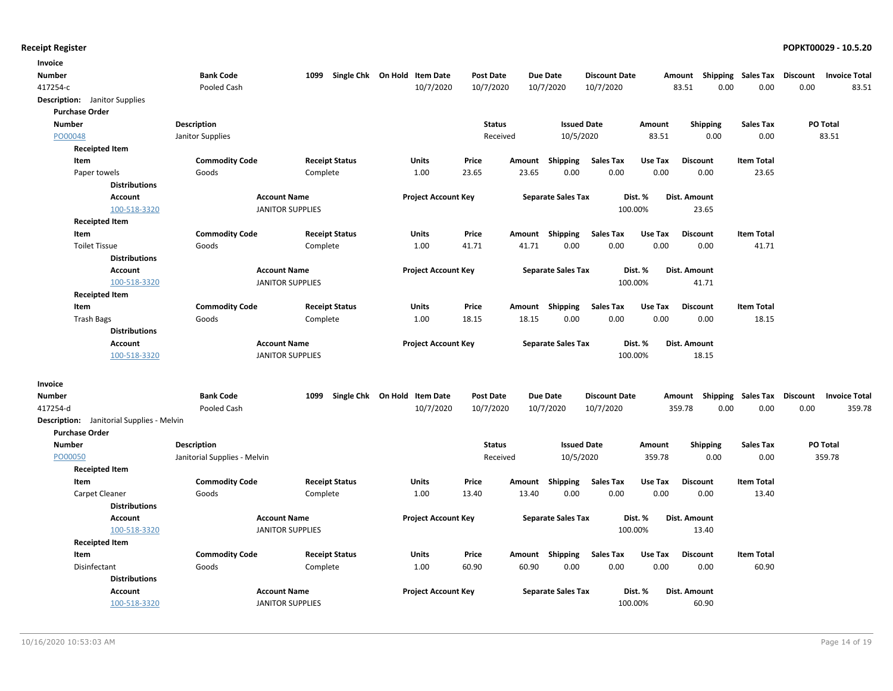**Receipt Register** **POPKT00029 - 10.5.20**

**Invoice**

| Number | Bank Code | 1099 | Single Chk | On Hold | Item Date | Post Date | Due Date | Discount Date | Amount | Shipping | Sales Tax | Discount | Invoice Total |
|---|---|---|---|---|---|---|---|---|---|---|---|---|---|
| 417254-c | Pooled Cash | | | | 10/7/2020 | 10/7/2020 | 10/7/2020 | 10/7/2020 | 83.51 | 0.00 | 0.00 | 0.00 | 83.51 |

**Description:** Janitor Supplies

**Purchase Order**

| Number | Description | Status | Issued Date | Amount | Shipping | Sales Tax | PO Total |
|---|---|---|---|---|---|---|---|
| PO00048 | Janitor Supplies | Received | 10/5/2020 | 83.51 | 0.00 | 0.00 | 83.51 |

**Receipted Item**

| Item | Commodity Code | Receipt Status | Units | Price | Amount | Shipping | Sales Tax | Use Tax | Discount | Item Total |
|---|---|---|---|---|---|---|---|---|---|---|
| Paper towels | Goods | Complete | 1.00 | 23.65 | 23.65 | 0.00 | 0.00 | 0.00 | 0.00 | 23.65 |

**Distributions**

| Account | Account Name | Project Account Key | Separate Sales Tax | Dist. % | Dist. Amount |
|---|---|---|---|---|---|
| 100-518-3320 | JANITOR SUPPLIES | | | 100.00% | 23.65 |

**Receipted Item**

| Item | Commodity Code | Receipt Status | Units | Price | Amount | Shipping | Sales Tax | Use Tax | Discount | Item Total |
|---|---|---|---|---|---|---|---|---|---|---|
| Toilet Tissue | Goods | Complete | 1.00 | 41.71 | 41.71 | 0.00 | 0.00 | 0.00 | 0.00 | 41.71 |

**Distributions**

| Account | Account Name | Project Account Key | Separate Sales Tax | Dist. % | Dist. Amount |
|---|---|---|---|---|---|
| 100-518-3320 | JANITOR SUPPLIES | | | 100.00% | 41.71 |

**Receipted Item**

| Item | Commodity Code | Receipt Status | Units | Price | Amount | Shipping | Sales Tax | Use Tax | Discount | Item Total |
|---|---|---|---|---|---|---|---|---|---|---|
| Trash Bags | Goods | Complete | 1.00 | 18.15 | 18.15 | 0.00 | 0.00 | 0.00 | 0.00 | 18.15 |

**Distributions**

| Account | Account Name | Project Account Key | Separate Sales Tax | Dist. % | Dist. Amount |
|---|---|---|---|---|---|
| 100-518-3320 | JANITOR SUPPLIES | | | 100.00% | 18.15 |

**Invoice**

| Number | Bank Code | 1099 | Single Chk | On Hold | Item Date | Post Date | Due Date | Discount Date | Amount | Shipping | Sales Tax | Discount | Invoice Total |
|---|---|---|---|---|---|---|---|---|---|---|---|---|---|
| 417254-d | Pooled Cash | | | | 10/7/2020 | 10/7/2020 | 10/7/2020 | 10/7/2020 | 359.78 | 0.00 | 0.00 | 0.00 | 359.78 |

**Description:** Janitorial Supplies - Melvin

**Purchase Order**

| Number | Description | Status | Issued Date | Amount | Shipping | Sales Tax | PO Total |
|---|---|---|---|---|---|---|---|
| PO00050 | Janitorial Supplies - Melvin | Received | 10/5/2020 | 359.78 | 0.00 | 0.00 | 359.78 |

**Receipted Item**

| Item | Commodity Code | Receipt Status | Units | Price | Amount | Shipping | Sales Tax | Use Tax | Discount | Item Total |
|---|---|---|---|---|---|---|---|---|---|---|
| Carpet Cleaner | Goods | Complete | 1.00 | 13.40 | 13.40 | 0.00 | 0.00 | 0.00 | 0.00 | 13.40 |

**Distributions**

| Account | Account Name | Project Account Key | Separate Sales Tax | Dist. % | Dist. Amount |
|---|---|---|---|---|---|
| 100-518-3320 | JANITOR SUPPLIES | | | 100.00% | 13.40 |

**Receipted Item**

| Item | Commodity Code | Receipt Status | Units | Price | Amount | Shipping | Sales Tax | Use Tax | Discount | Item Total |
|---|---|---|---|---|---|---|---|---|---|---|
| Disinfectant | Goods | Complete | 1.00 | 60.90 | 60.90 | 0.00 | 0.00 | 0.00 | 0.00 | 60.90 |

**Distributions**

| Account | Account Name | Project Account Key | Separate Sales Tax | Dist. % | Dist. Amount |
|---|---|---|---|---|---|
| 100-518-3320 | JANITOR SUPPLIES | | | 100.00% | 60.90 |

10/16/2020 10:53:03 AM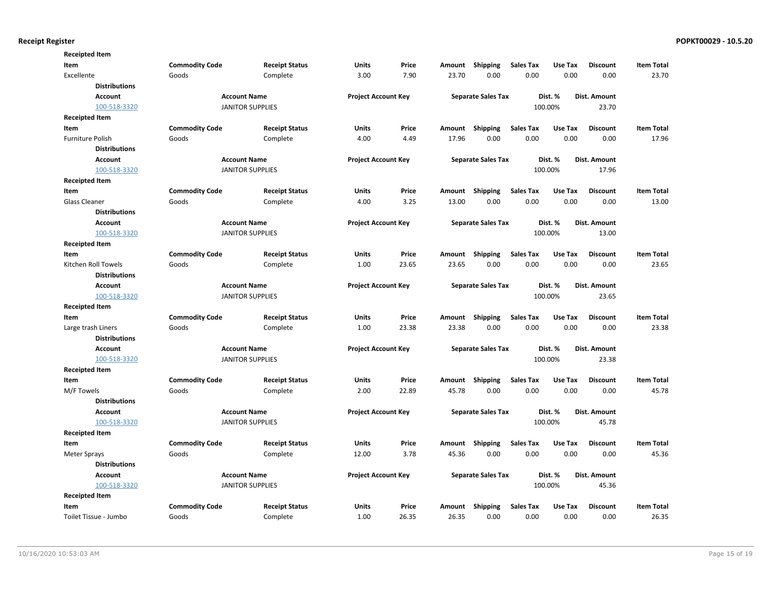**Receipt Register** **POPKT00029 - 10.5.20**

**Receipted Item**

| Item | Commodity Code | Receipt Status | Units | Price | Amount | Shipping | Sales Tax | Use Tax | Discount | Item Total |
|---|---|---|---|---|---|---|---|---|---|---|
| Excellente | Goods | Complete | 3.00 | 7.90 | 23.70 | 0.00 | 0.00 | 0.00 | 0.00 | 23.70 |

**Distributions**

| Account | Account Name | Project Account Key | Separate Sales Tax | Dist. % | Dist. Amount |
|---|---|---|---|---|---|
| 100-518-3320 | JANITOR SUPPLIES | | | 100.00% | 23.70 |

**Receipted Item**

| Item | Commodity Code | Receipt Status | Units | Price | Amount | Shipping | Sales Tax | Use Tax | Discount | Item Total |
|---|---|---|---|---|---|---|---|---|---|---|
| Furniture Polish | Goods | Complete | 4.00 | 4.49 | 17.96 | 0.00 | 0.00 | 0.00 | 0.00 | 17.96 |

**Distributions**

| Account | Account Name | Project Account Key | Separate Sales Tax | Dist. % | Dist. Amount |
|---|---|---|---|---|---|
| 100-518-3320 | JANITOR SUPPLIES | | | 100.00% | 17.96 |

**Receipted Item**

| Item | Commodity Code | Receipt Status | Units | Price | Amount | Shipping | Sales Tax | Use Tax | Discount | Item Total |
|---|---|---|---|---|---|---|---|---|---|---|
| Glass Cleaner | Goods | Complete | 4.00 | 3.25 | 13.00 | 0.00 | 0.00 | 0.00 | 0.00 | 13.00 |

**Distributions**

| Account | Account Name | Project Account Key | Separate Sales Tax | Dist. % | Dist. Amount |
|---|---|---|---|---|---|
| 100-518-3320 | JANITOR SUPPLIES | | | 100.00% | 13.00 |

**Receipted Item**

| Item | Commodity Code | Receipt Status | Units | Price | Amount | Shipping | Sales Tax | Use Tax | Discount | Item Total |
|---|---|---|---|---|---|---|---|---|---|---|
| Kitchen Roll Towels | Goods | Complete | 1.00 | 23.65 | 23.65 | 0.00 | 0.00 | 0.00 | 0.00 | 23.65 |

**Distributions**

| Account | Account Name | Project Account Key | Separate Sales Tax | Dist. % | Dist. Amount |
|---|---|---|---|---|---|
| 100-518-3320 | JANITOR SUPPLIES | | | 100.00% | 23.65 |

**Receipted Item**

| Item | Commodity Code | Receipt Status | Units | Price | Amount | Shipping | Sales Tax | Use Tax | Discount | Item Total |
|---|---|---|---|---|---|---|---|---|---|---|
| Large trash Liners | Goods | Complete | 1.00 | 23.38 | 23.38 | 0.00 | 0.00 | 0.00 | 0.00 | 23.38 |

**Distributions**

| Account | Account Name | Project Account Key | Separate Sales Tax | Dist. % | Dist. Amount |
|---|---|---|---|---|---|
| 100-518-3320 | JANITOR SUPPLIES | | | 100.00% | 23.38 |

**Receipted Item**

| Item | Commodity Code | Receipt Status | Units | Price | Amount | Shipping | Sales Tax | Use Tax | Discount | Item Total |
|---|---|---|---|---|---|---|---|---|---|---|
| M/F Towels | Goods | Complete | 2.00 | 22.89 | 45.78 | 0.00 | 0.00 | 0.00 | 0.00 | 45.78 |

**Distributions**

| Account | Account Name | Project Account Key | Separate Sales Tax | Dist. % | Dist. Amount |
|---|---|---|---|---|---|
| 100-518-3320 | JANITOR SUPPLIES | | | 100.00% | 45.78 |

**Receipted Item**

| Item | Commodity Code | Receipt Status | Units | Price | Amount | Shipping | Sales Tax | Use Tax | Discount | Item Total |
|---|---|---|---|---|---|---|---|---|---|---|
| Meter Sprays | Goods | Complete | 12.00 | 3.78 | 45.36 | 0.00 | 0.00 | 0.00 | 0.00 | 45.36 |

**Distributions**

| Account | Account Name | Project Account Key | Separate Sales Tax | Dist. % | Dist. Amount |
|---|---|---|---|---|---|
| 100-518-3320 | JANITOR SUPPLIES | | | 100.00% | 45.36 |

**Receipted Item**

| Item | Commodity Code | Receipt Status | Units | Price | Amount | Shipping | Sales Tax | Use Tax | Discount | Item Total |
|---|---|---|---|---|---|---|---|---|---|---|
| Toilet Tissue - Jumbo | Goods | Complete | 1.00 | 26.35 | 26.35 | 0.00 | 0.00 | 0.00 | 0.00 | 26.35 |

10/16/2020 10:53:03 AM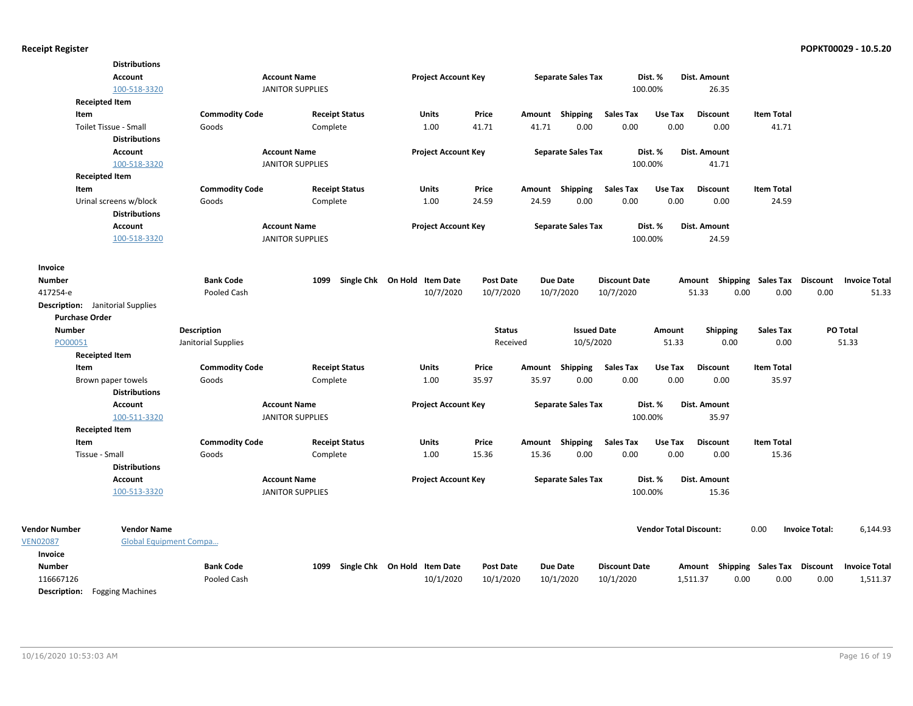**Distributions**

| Account | Account Name | Project Account Key | Separate Sales Tax | Dist. % | Dist. Amount |
|---|---|---|---|---|---|
| 100-518-3320 | JANITOR SUPPLIES | | | 100.00% | 26.35 |

**Receipted Item**

| Item | Commodity Code | Receipt Status | Units | Price | Amount | Shipping | Sales Tax | Use Tax | Discount | Item Total |
|---|---|---|---|---|---|---|---|---|---|---|
| Toilet Tissue - Small | Goods | Complete | 1.00 | 41.71 | 41.71 | 0.00 | 0.00 | 0.00 | 0.00 | 41.71 |

**Distributions**

| Account | Account Name | Project Account Key | Separate Sales Tax | Dist. % | Dist. Amount |
|---|---|---|---|---|---|
| 100-518-3320 | JANITOR SUPPLIES | | | 100.00% | 41.71 |

**Receipted Item**

| Item | Commodity Code | Receipt Status | Units | Price | Amount | Shipping | Sales Tax | Use Tax | Discount | Item Total |
|---|---|---|---|---|---|---|---|---|---|---|
| Urinal screens w/block | Goods | Complete | 1.00 | 24.59 | 24.59 | 0.00 | 0.00 | 0.00 | 0.00 | 24.59 |

**Distributions**

| Account | Account Name | Project Account Key | Separate Sales Tax | Dist. % | Dist. Amount |
|---|---|---|---|---|---|
| 100-518-3320 | JANITOR SUPPLIES | | | 100.00% | 24.59 |

**Invoice**

| Number | Bank Code | 1099 | Single Chk | On Hold | Item Date | Post Date | Due Date | Discount Date | Amount | Shipping | Sales Tax | Discount | Invoice Total |
|---|---|---|---|---|---|---|---|---|---|---|---|---|---|
| 417254-e | Pooled Cash | | | | 10/7/2020 | 10/7/2020 | 10/7/2020 | 10/7/2020 | 51.33 | 0.00 | 0.00 | 0.00 | 51.33 |

**Description:** Janitorial Supplies

**Purchase Order**

| Number | Description | Status | Issued Date | Amount | Shipping | Sales Tax | PO Total |
|---|---|---|---|---|---|---|---|
| PO00051 | Janitorial Supplies | Received | 10/5/2020 | 51.33 | 0.00 | 0.00 | 51.33 |

**Receipted Item**

| Item | Commodity Code | Receipt Status | Units | Price | Amount | Shipping | Sales Tax | Use Tax | Discount | Item Total |
|---|---|---|---|---|---|---|---|---|---|---|
| Brown paper towels | Goods | Complete | 1.00 | 35.97 | 35.97 | 0.00 | 0.00 | 0.00 | 0.00 | 35.97 |

**Distributions**

| Account | Account Name | Project Account Key | Separate Sales Tax | Dist. % | Dist. Amount |
|---|---|---|---|---|---|
| 100-511-3320 | JANITOR SUPPLIES | | | 100.00% | 35.97 |

**Receipted Item**

| Item | Commodity Code | Receipt Status | Units | Price | Amount | Shipping | Sales Tax | Use Tax | Discount | Item Total |
|---|---|---|---|---|---|---|---|---|---|---|
| Tissue - Small | Goods | Complete | 1.00 | 15.36 | 15.36 | 0.00 | 0.00 | 0.00 | 0.00 | 15.36 |

**Distributions**

| Account | Account Name | Project Account Key | Separate Sales Tax | Dist. % | Dist. Amount |
|---|---|---|---|---|---|
| 100-513-3320 | JANITOR SUPPLIES | | | 100.00% | 15.36 |

| Vendor Number | Vendor Name | Vendor Total Discount: | Invoice Total: |
|---|---|---|---|
| VEN02087 | Global Equipment Compa… | 0.00 | 6,144.93 |

**Invoice**

| Number | Bank Code | 1099 | Single Chk | On Hold | Item Date | Post Date | Due Date | Discount Date | Amount | Shipping | Sales Tax | Discount | Invoice Total |
|---|---|---|---|---|---|---|---|---|---|---|---|---|---|
| 116667126 | Pooled Cash | | | | 10/1/2020 | 10/1/2020 | 10/1/2020 | 10/1/2020 | 1,511.37 | 0.00 | 0.00 | 0.00 | 1,511.37 |

**Description:** Fogging Machines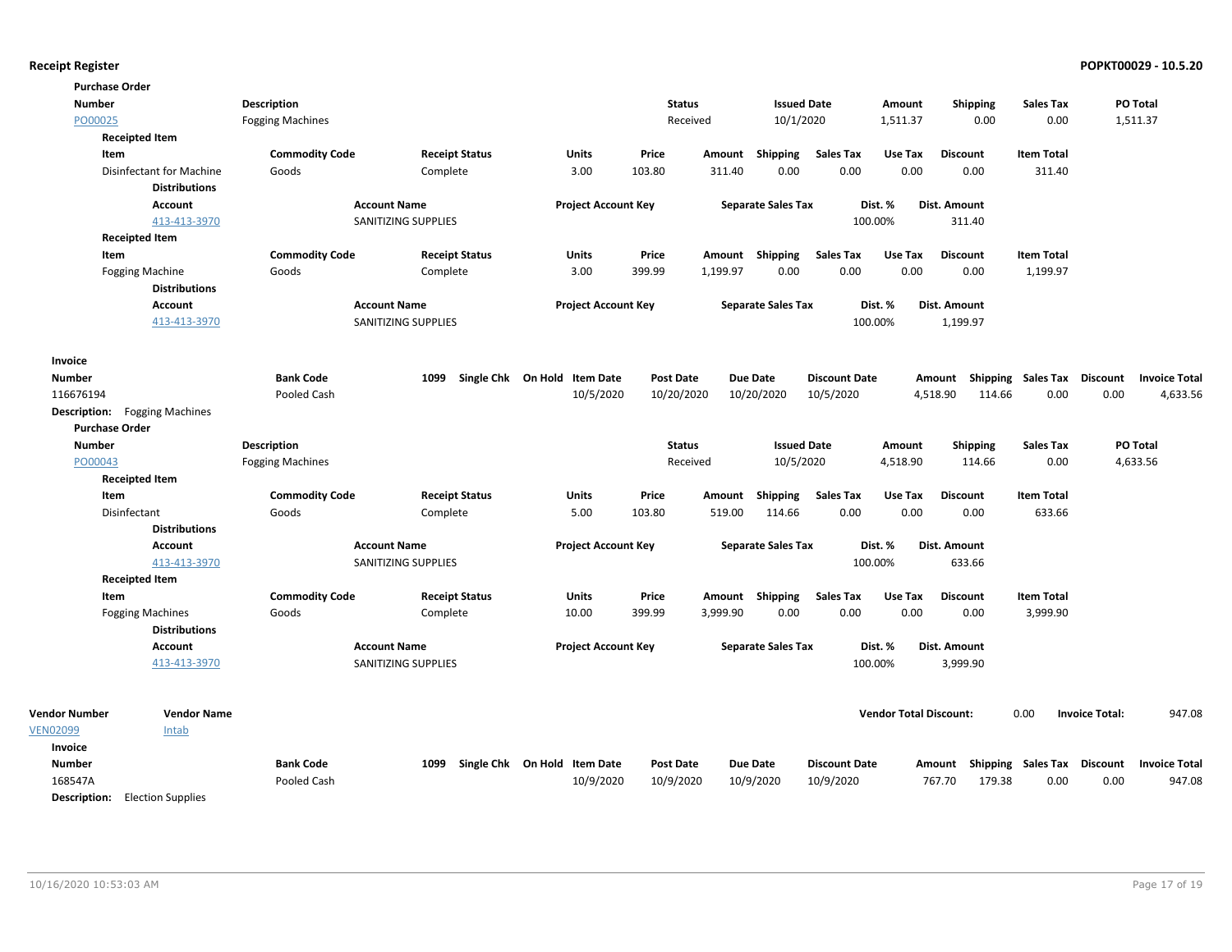**Receipt Register**

**Purchase Order**

| Number | Description | Status | Issued Date | Amount | Shipping | Sales Tax | PO Total |
|---|---|---|---|---|---|---|---|
| PO00025 | Fogging Machines | Received | 10/1/2020 | 1,511.37 | 0.00 | 0.00 | 1,511.37 |

**Receipted Item**

| Item | Commodity Code | Receipt Status | Units | Price | Amount | Shipping | Sales Tax | Use Tax | Discount | Item Total |
|---|---|---|---|---|---|---|---|---|---|---|
| Disinfectant for Machine | Goods | Complete | 3.00 | 103.80 | 311.40 | 0.00 | 0.00 | 0.00 | 0.00 | 311.40 |

**Distributions**

| Account | Account Name | Project Account Key | Separate Sales Tax | Dist. % | Dist. Amount |
|---|---|---|---|---|---|
| 413-413-3970 | SANITIZING SUPPLIES | | | 100.00% | 311.40 |

**Receipted Item**

| Item | Commodity Code | Receipt Status | Units | Price | Amount | Shipping | Sales Tax | Use Tax | Discount | Item Total |
|---|---|---|---|---|---|---|---|---|---|---|
| Fogging Machine | Goods | Complete | 3.00 | 399.99 | 1,199.97 | 0.00 | 0.00 | 0.00 | 0.00 | 1,199.97 |

**Distributions**

| Account | Account Name | Project Account Key | Separate Sales Tax | Dist. % | Dist. Amount |
|---|---|---|---|---|---|
| 413-413-3970 | SANITIZING SUPPLIES | | | 100.00% | 1,199.97 |

**Invoice**

| Number | Bank Code | 1099 | Single Chk | On Hold | Item Date | Post Date | Due Date | Discount Date | Amount | Shipping | Sales Tax | Discount | Invoice Total |
|---|---|---|---|---|---|---|---|---|---|---|---|---|---|
| 116676194 | Pooled Cash | | | | 10/5/2020 | 10/20/2020 | 10/20/2020 | 10/5/2020 | 4,518.90 | 114.66 | 0.00 | 0.00 | 4,633.56 |

**Description:** Fogging Machines

**Purchase Order**

| Number | Description | Status | Issued Date | Amount | Shipping | Sales Tax | PO Total |
|---|---|---|---|---|---|---|---|
| PO00043 | Fogging Machines | Received | 10/5/2020 | 4,518.90 | 114.66 | 0.00 | 4,633.56 |

**Receipted Item**

| Item | Commodity Code | Receipt Status | Units | Price | Amount | Shipping | Sales Tax | Use Tax | Discount | Item Total |
|---|---|---|---|---|---|---|---|---|---|---|
| Disinfectant | Goods | Complete | 5.00 | 103.80 | 519.00 | 114.66 | 0.00 | 0.00 | 0.00 | 633.66 |

**Distributions**

| Account | Account Name | Project Account Key | Separate Sales Tax | Dist. % | Dist. Amount |
|---|---|---|---|---|---|
| 413-413-3970 | SANITIZING SUPPLIES | | | 100.00% | 633.66 |

**Receipted Item**

| Item | Commodity Code | Receipt Status | Units | Price | Amount | Shipping | Sales Tax | Use Tax | Discount | Item Total |
|---|---|---|---|---|---|---|---|---|---|---|
| Fogging Machines | Goods | Complete | 10.00 | 399.99 | 3,999.90 | 0.00 | 0.00 | 0.00 | 0.00 | 3,999.90 |

**Distributions**

| Account | Account Name | Project Account Key | Separate Sales Tax | Dist. % | Dist. Amount |
|---|---|---|---|---|---|
| 413-413-3970 | SANITIZING SUPPLIES | | | 100.00% | 3,999.90 |

| Vendor Number | Vendor Name | Vendor Total Discount: | 0.00 | Invoice Total: | 947.08 |
|---|---|---|---|---|---|
| VEN02099 | Intab | | | | |

**Invoice**

| Number | Bank Code | 1099 | Single Chk | On Hold | Item Date | Post Date | Due Date | Discount Date | Amount | Shipping | Sales Tax | Discount | Invoice Total |
|---|---|---|---|---|---|---|---|---|---|---|---|---|---|
| 168547A | Pooled Cash | | | | 10/9/2020 | 10/9/2020 | 10/9/2020 | 10/9/2020 | 767.70 | 179.38 | 0.00 | 0.00 | 947.08 |

**Description:** Election Supplies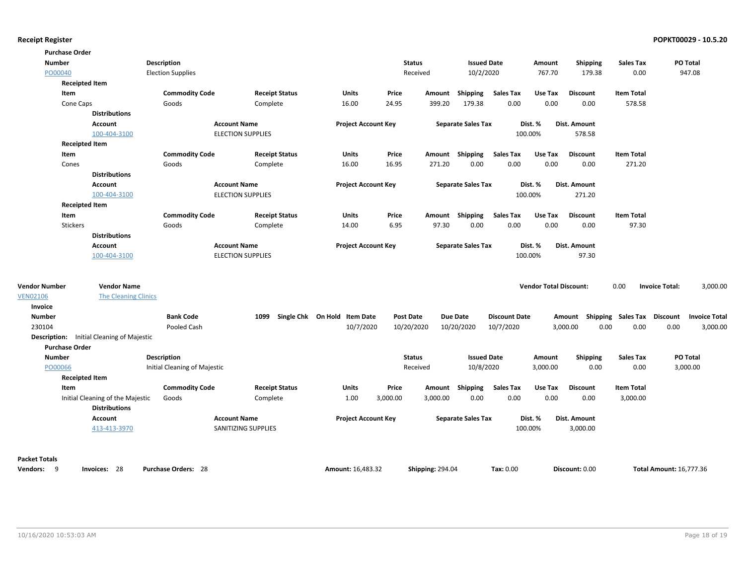**Receipt Register** **POPKT00029 - 10.5.20**

**Purchase Order**

| Number | Description | Status | Issued Date | Amount | Shipping | Sales Tax | PO Total |
|---|---|---|---|---|---|---|---|
| PO00040 | Election Supplies | Received | 10/2/2020 | 767.70 | 179.38 | 0.00 | 947.08 |

**Receipted Item**

| Item | Commodity Code | Receipt Status | Units | Price | Amount | Shipping | Sales Tax | Use Tax | Discount | Item Total |
|---|---|---|---|---|---|---|---|---|---|---|
| Cone Caps | Goods | Complete | 16.00 | 24.95 | 399.20 | 179.38 | 0.00 | 0.00 | 0.00 | 578.58 |

**Distributions**

| Account | Account Name | Project Account Key | Separate Sales Tax | Dist. % | Dist. Amount |
|---|---|---|---|---|---|
| 100-404-3100 | ELECTION SUPPLIES | | | 100.00% | 578.58 |

**Receipted Item**

| Item | Commodity Code | Receipt Status | Units | Price | Amount | Shipping | Sales Tax | Use Tax | Discount | Item Total |
|---|---|---|---|---|---|---|---|---|---|---|
| Cones | Goods | Complete | 16.00 | 16.95 | 271.20 | 0.00 | 0.00 | 0.00 | 0.00 | 271.20 |

**Distributions**

| Account | Account Name | Project Account Key | Separate Sales Tax | Dist. % | Dist. Amount |
|---|---|---|---|---|---|
| 100-404-3100 | ELECTION SUPPLIES | | | 100.00% | 271.20 |

**Receipted Item**

| Item | Commodity Code | Receipt Status | Units | Price | Amount | Shipping | Sales Tax | Use Tax | Discount | Item Total |
|---|---|---|---|---|---|---|---|---|---|---|
| Stickers | Goods | Complete | 14.00 | 6.95 | 97.30 | 0.00 | 0.00 | 0.00 | 0.00 | 97.30 |

**Distributions**

| Account | Account Name | Project Account Key | Separate Sales Tax | Dist. % | Dist. Amount |
|---|---|---|---|---|---|
| 100-404-3100 | ELECTION SUPPLIES | | | 100.00% | 97.30 |

| Vendor Number | Vendor Name | Vendor Total Discount: | Invoice Total: |
|---|---|---|---|
| VEN02106 | The Cleaning Clinics | 0.00 | 3,000.00 |

**Invoice**

| Number | Bank Code | 1099 | Single Chk | On Hold | Item Date | Post Date | Due Date | Discount Date | Amount | Shipping | Sales Tax | Discount | Invoice Total |
|---|---|---|---|---|---|---|---|---|---|---|---|---|---|
| 230104 | Pooled Cash | | | | 10/7/2020 | 10/20/2020 | 10/20/2020 | 10/7/2020 | 3,000.00 | 0.00 | 0.00 | 0.00 | 3,000.00 |

**Description:** Initial Cleaning of Majestic

**Purchase Order**

| Number | Description | Status | Issued Date | Amount | Shipping | Sales Tax | PO Total |
|---|---|---|---|---|---|---|---|
| PO00066 | Initial Cleaning of Majestic | Received | 10/8/2020 | 3,000.00 | 0.00 | 0.00 | 3,000.00 |

**Receipted Item**

| Item | Commodity Code | Receipt Status | Units | Price | Amount | Shipping | Sales Tax | Use Tax | Discount | Item Total |
|---|---|---|---|---|---|---|---|---|---|---|
| Initial Cleaning of the Majestic | Goods | Complete | 1.00 | 3,000.00 | 3,000.00 | 0.00 | 0.00 | 0.00 | 0.00 | 3,000.00 |

**Distributions**

| Account | Account Name | Project Account Key | Separate Sales Tax | Dist. % | Dist. Amount |
|---|---|---|---|---|---|
| 413-413-3970 | SANITIZING SUPPLIES | | | 100.00% | 3,000.00 |

**Packet Totals**

**Vendors:** 9 **Invoices:** 28 **Purchase Orders:** 28 **Amount:** 16,483.32 **Shipping:** 294.04 **Tax:** 0.00 **Discount:** 0.00 **Total Amount:** 16,777.36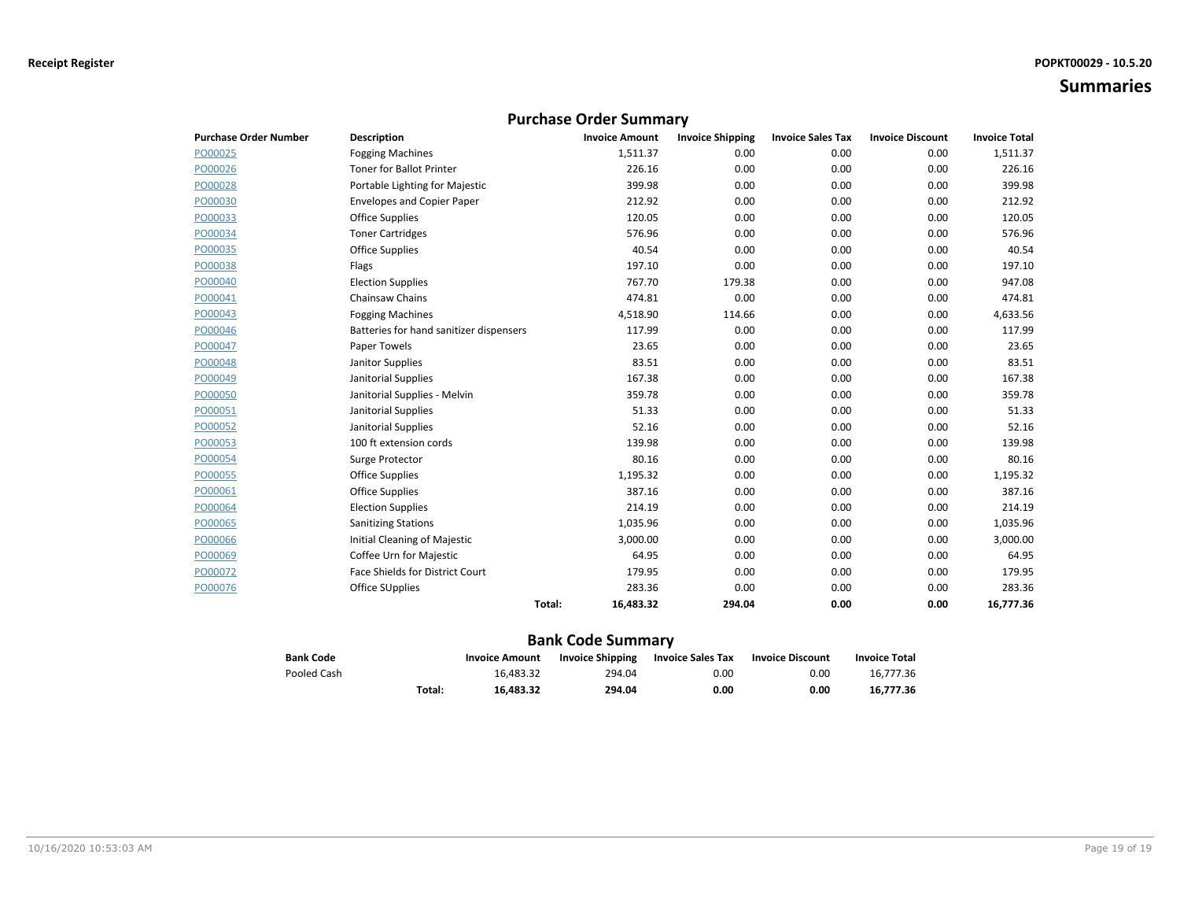Receipt Register

POPKT00029 - 10.5.20

# Summaries

## Purchase Order Summary

| Purchase Order Number | Description | Invoice Amount | Invoice Shipping | Invoice Sales Tax | Invoice Discount | Invoice Total |
|---|---|---|---|---|---|---|
| PO00025 | Fogging Machines | 1,511.37 | 0.00 | 0.00 | 0.00 | 1,511.37 |
| PO00026 | Toner for Ballot Printer | 226.16 | 0.00 | 0.00 | 0.00 | 226.16 |
| PO00028 | Portable Lighting for Majestic | 399.98 | 0.00 | 0.00 | 0.00 | 399.98 |
| PO00030 | Envelopes and Copier Paper | 212.92 | 0.00 | 0.00 | 0.00 | 212.92 |
| PO00033 | Office Supplies | 120.05 | 0.00 | 0.00 | 0.00 | 120.05 |
| PO00034 | Toner Cartridges | 576.96 | 0.00 | 0.00 | 0.00 | 576.96 |
| PO00035 | Office Supplies | 40.54 | 0.00 | 0.00 | 0.00 | 40.54 |
| PO00038 | Flags | 197.10 | 0.00 | 0.00 | 0.00 | 197.10 |
| PO00040 | Election Supplies | 767.70 | 179.38 | 0.00 | 0.00 | 947.08 |
| PO00041 | Chainsaw Chains | 474.81 | 0.00 | 0.00 | 0.00 | 474.81 |
| PO00043 | Fogging Machines | 4,518.90 | 114.66 | 0.00 | 0.00 | 4,633.56 |
| PO00046 | Batteries for hand sanitizer dispensers | 117.99 | 0.00 | 0.00 | 0.00 | 117.99 |
| PO00047 | Paper Towels | 23.65 | 0.00 | 0.00 | 0.00 | 23.65 |
| PO00048 | Janitor Supplies | 83.51 | 0.00 | 0.00 | 0.00 | 83.51 |
| PO00049 | Janitorial Supplies | 167.38 | 0.00 | 0.00 | 0.00 | 167.38 |
| PO00050 | Janitorial Supplies - Melvin | 359.78 | 0.00 | 0.00 | 0.00 | 359.78 |
| PO00051 | Janitorial Supplies | 51.33 | 0.00 | 0.00 | 0.00 | 51.33 |
| PO00052 | Janitorial Supplies | 52.16 | 0.00 | 0.00 | 0.00 | 52.16 |
| PO00053 | 100 ft extension cords | 139.98 | 0.00 | 0.00 | 0.00 | 139.98 |
| PO00054 | Surge Protector | 80.16 | 0.00 | 0.00 | 0.00 | 80.16 |
| PO00055 | Office Supplies | 1,195.32 | 0.00 | 0.00 | 0.00 | 1,195.32 |
| PO00061 | Office Supplies | 387.16 | 0.00 | 0.00 | 0.00 | 387.16 |
| PO00064 | Election Supplies | 214.19 | 0.00 | 0.00 | 0.00 | 214.19 |
| PO00065 | Sanitizing Stations | 1,035.96 | 0.00 | 0.00 | 0.00 | 1,035.96 |
| PO00066 | Initial Cleaning of Majestic | 3,000.00 | 0.00 | 0.00 | 0.00 | 3,000.00 |
| PO00069 | Coffee Urn for Majestic | 64.95 | 0.00 | 0.00 | 0.00 | 64.95 |
| PO00072 | Face Shields for District Court | 179.95 | 0.00 | 0.00 | 0.00 | 179.95 |
| PO00076 | Office SUpplies | 283.36 | 0.00 | 0.00 | 0.00 | 283.36 |
| | **Total:** | **16,483.32** | **294.04** | **0.00** | **0.00** | **16,777.36** |

## Bank Code Summary

| Bank Code | | Invoice Amount | Invoice Shipping | Invoice Sales Tax | Invoice Discount | Invoice Total |
|---|---|---|---|---|---|---|
| Pooled Cash | | 16,483.32 | 294.04 | 0.00 | 0.00 | 16,777.36 |
| | **Total:** | **16,483.32** | **294.04** | **0.00** | **0.00** | **16,777.36** |

10/16/2020 10:53:03 AM